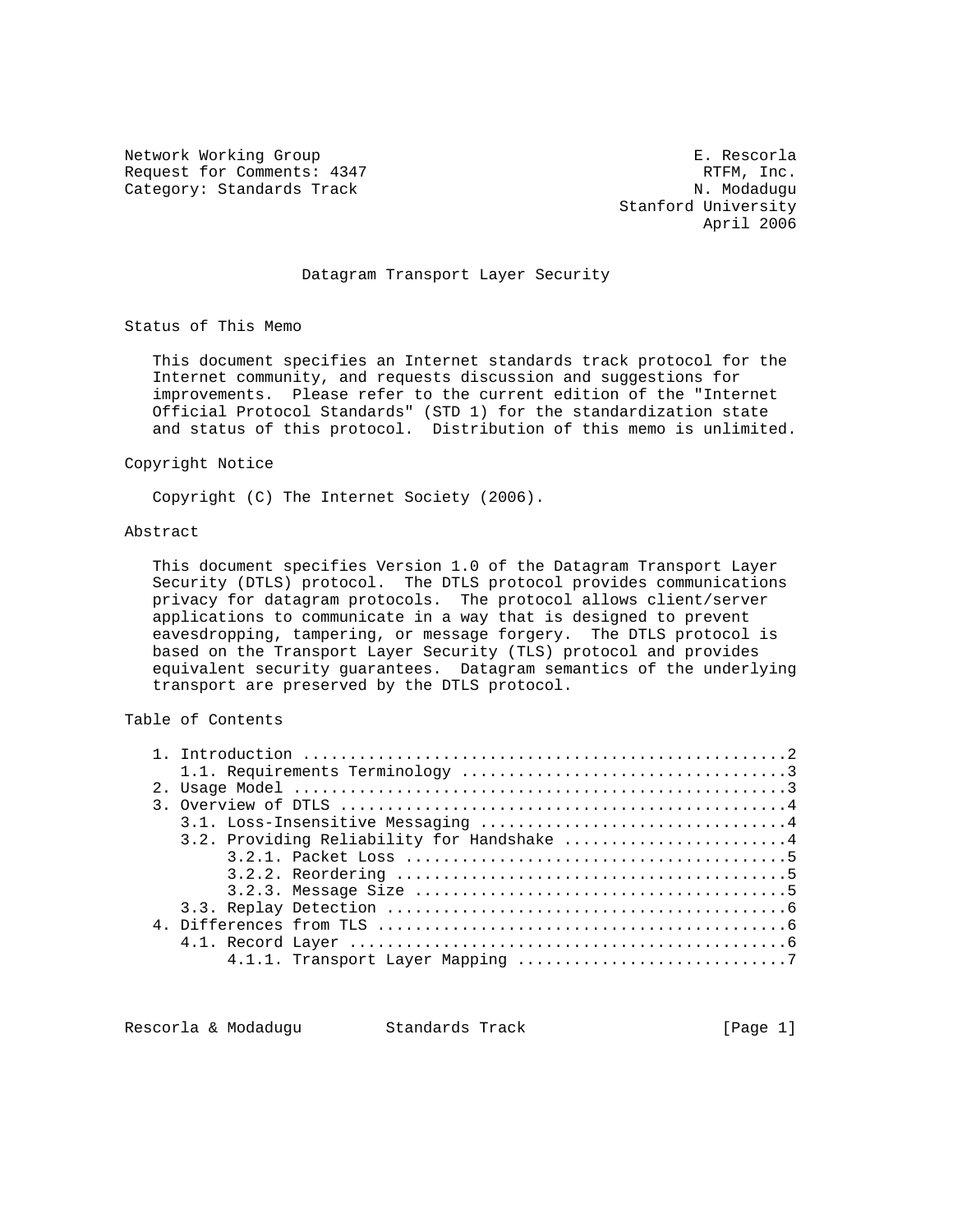Network Working Group E. Rescorla
Request for Comments: 4347 RTFM, Inc.
Category: Standards Track N. Modadugu
Stanford University
April 2006

# Datagram Transport Layer Security

## Status of This Memo

This document specifies an Internet standards track protocol for the Internet community, and requests discussion and suggestions for improvements. Please refer to the current edition of the "Internet Official Protocol Standards" (STD 1) for the standardization state and status of this protocol. Distribution of this memo is unlimited.

## Copyright Notice

Copyright (C) The Internet Society (2006).

## Abstract

This document specifies Version 1.0 of the Datagram Transport Layer Security (DTLS) protocol. The DTLS protocol provides communications privacy for datagram protocols. The protocol allows client/server applications to communicate in a way that is designed to prevent eavesdropping, tampering, or message forgery. The DTLS protocol is based on the Transport Layer Security (TLS) protocol and provides equivalent security guarantees. Datagram semantics of the underlying transport are preserved by the DTLS protocol.

## Table of Contents

```
   1. Introduction ....................................................2
      1.1. Requirements Terminology ...................................3
   2. Usage Model .....................................................3
   3. Overview of DTLS ................................................4
      3.1. Loss-Insensitive Messaging .................................4
      3.2. Providing Reliability for Handshake ........................4
           3.2.1. Packet Loss .........................................5
           3.2.2. Reordering ..........................................5
           3.2.3. Message Size ........................................5
      3.3. Replay Detection ...........................................6
   4. Differences from TLS ............................................6
      4.1. Record Layer ...............................................6
           4.1.1. Transport Layer Mapping .............................7
```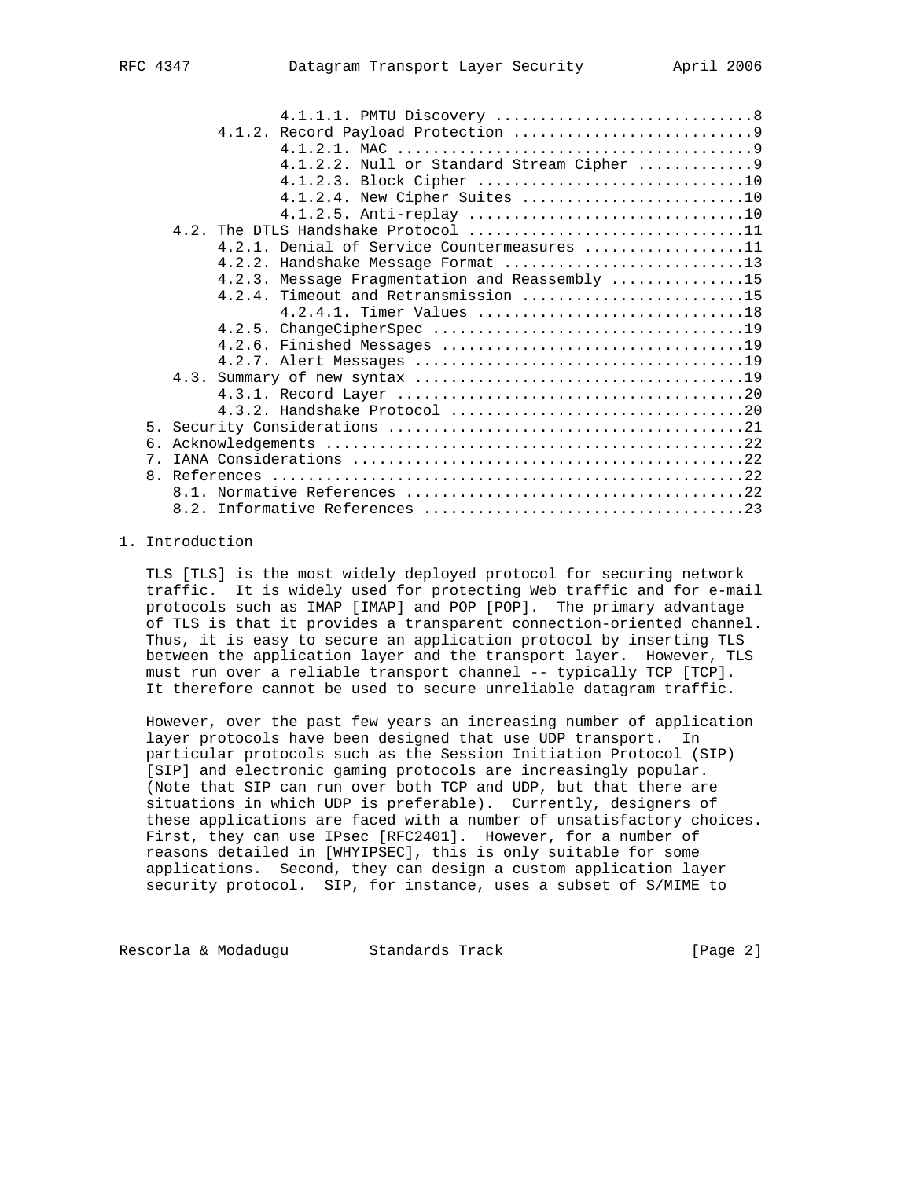4.1.1.1. PMTU Discovery ............................8
         4.1.2. Record Payload Protection ..........................9
            4.1.2.1. MAC .......................................9
            4.1.2.2. Null or Standard Stream Cipher ............9
            4.1.2.3. Block Cipher .............................10
            4.1.2.4. New Cipher Suites ........................10
            4.1.2.5. Anti-replay ..............................10
      4.2. The DTLS Handshake Protocol ..............................11
         4.2.1. Denial of Service Countermeasures .................11
         4.2.2. Handshake Message Format ..........................13
         4.2.3. Message Fragmentation and Reassembly ..............15
         4.2.4. Timeout and Retransmission ........................15
            4.2.4.1. Timer Values .............................18
         4.2.5. ChangeCipherSpec ..................................19
         4.2.6. Finished Messages .................................19
         4.2.7. Alert Messages ....................................19
      4.3. Summary of new syntax ....................................19
         4.3.1. Record Layer ......................................20
         4.3.2. Handshake Protocol ................................20
   5. Security Considerations .......................................21
   6. Acknowledgements ..............................................22
   7. IANA Considerations ...........................................22
   8. References ....................................................22
      8.1. Normative References .....................................22
      8.2. Informative References ...................................23

# 1. Introduction

TLS [TLS] is the most widely deployed protocol for securing network traffic. It is widely used for protecting Web traffic and for e-mail protocols such as IMAP [IMAP] and POP [POP]. The primary advantage of TLS is that it provides a transparent connection-oriented channel. Thus, it is easy to secure an application protocol by inserting TLS between the application layer and the transport layer. However, TLS must run over a reliable transport channel -- typically TCP [TCP]. It therefore cannot be used to secure unreliable datagram traffic.

However, over the past few years an increasing number of application layer protocols have been designed that use UDP transport. In particular protocols such as the Session Initiation Protocol (SIP) [SIP] and electronic gaming protocols are increasingly popular. (Note that SIP can run over both TCP and UDP, but that there are situations in which UDP is preferable). Currently, designers of these applications are faced with a number of unsatisfactory choices. First, they can use IPsec [RFC2401]. However, for a number of reasons detailed in [WHYIPSEC], this is only suitable for some applications. Second, they can design a custom application layer security protocol. SIP, for instance, uses a subset of S/MIME to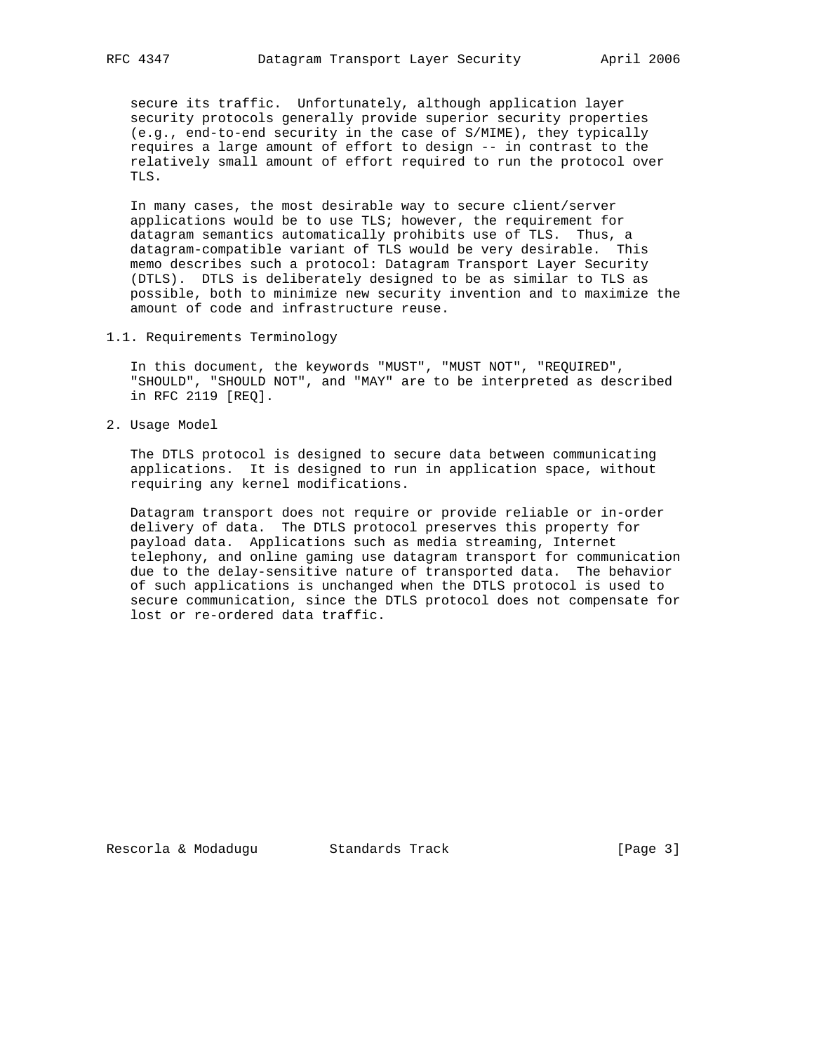secure its traffic. Unfortunately, although application layer security protocols generally provide superior security properties (e.g., end-to-end security in the case of S/MIME), they typically requires a large amount of effort to design -- in contrast to the relatively small amount of effort required to run the protocol over TLS.

In many cases, the most desirable way to secure client/server applications would be to use TLS; however, the requirement for datagram semantics automatically prohibits use of TLS. Thus, a datagram-compatible variant of TLS would be very desirable. This memo describes such a protocol: Datagram Transport Layer Security (DTLS). DTLS is deliberately designed to be as similar to TLS as possible, both to minimize new security invention and to maximize the amount of code and infrastructure reuse.

### 1.1. Requirements Terminology

In this document, the keywords "MUST", "MUST NOT", "REQUIRED", "SHOULD", "SHOULD NOT", and "MAY" are to be interpreted as described in RFC 2119 [REQ].

## 2. Usage Model

The DTLS protocol is designed to secure data between communicating applications. It is designed to run in application space, without requiring any kernel modifications.

Datagram transport does not require or provide reliable or in-order delivery of data. The DTLS protocol preserves this property for payload data. Applications such as media streaming, Internet telephony, and online gaming use datagram transport for communication due to the delay-sensitive nature of transported data. The behavior of such applications is unchanged when the DTLS protocol is used to secure communication, since the DTLS protocol does not compensate for lost or re-ordered data traffic.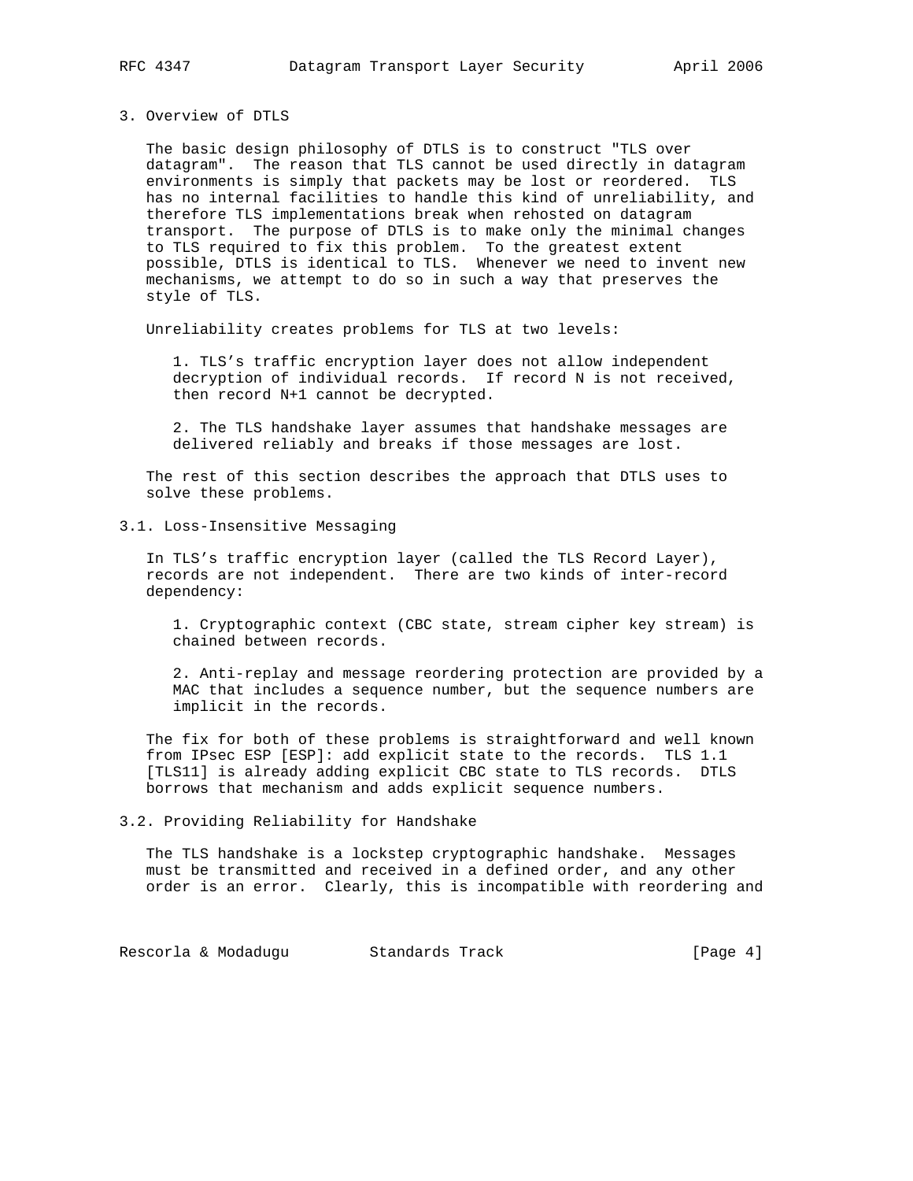## 3. Overview of DTLS

The basic design philosophy of DTLS is to construct "TLS over datagram". The reason that TLS cannot be used directly in datagram environments is simply that packets may be lost or reordered. TLS has no internal facilities to handle this kind of unreliability, and therefore TLS implementations break when rehosted on datagram transport. The purpose of DTLS is to make only the minimal changes to TLS required to fix this problem. To the greatest extent possible, DTLS is identical to TLS. Whenever we need to invent new mechanisms, we attempt to do so in such a way that preserves the style of TLS.

Unreliability creates problems for TLS at two levels:

1. TLS's traffic encryption layer does not allow independent decryption of individual records. If record N is not received, then record N+1 cannot be decrypted.

2. The TLS handshake layer assumes that handshake messages are delivered reliably and breaks if those messages are lost.

The rest of this section describes the approach that DTLS uses to solve these problems.

### 3.1. Loss-Insensitive Messaging

In TLS's traffic encryption layer (called the TLS Record Layer), records are not independent. There are two kinds of inter-record dependency:

1. Cryptographic context (CBC state, stream cipher key stream) is chained between records.

2. Anti-replay and message reordering protection are provided by a MAC that includes a sequence number, but the sequence numbers are implicit in the records.

The fix for both of these problems is straightforward and well known from IPsec ESP [ESP]: add explicit state to the records. TLS 1.1 [TLS11] is already adding explicit CBC state to TLS records. DTLS borrows that mechanism and adds explicit sequence numbers.

### 3.2. Providing Reliability for Handshake

The TLS handshake is a lockstep cryptographic handshake. Messages must be transmitted and received in a defined order, and any other order is an error. Clearly, this is incompatible with reordering and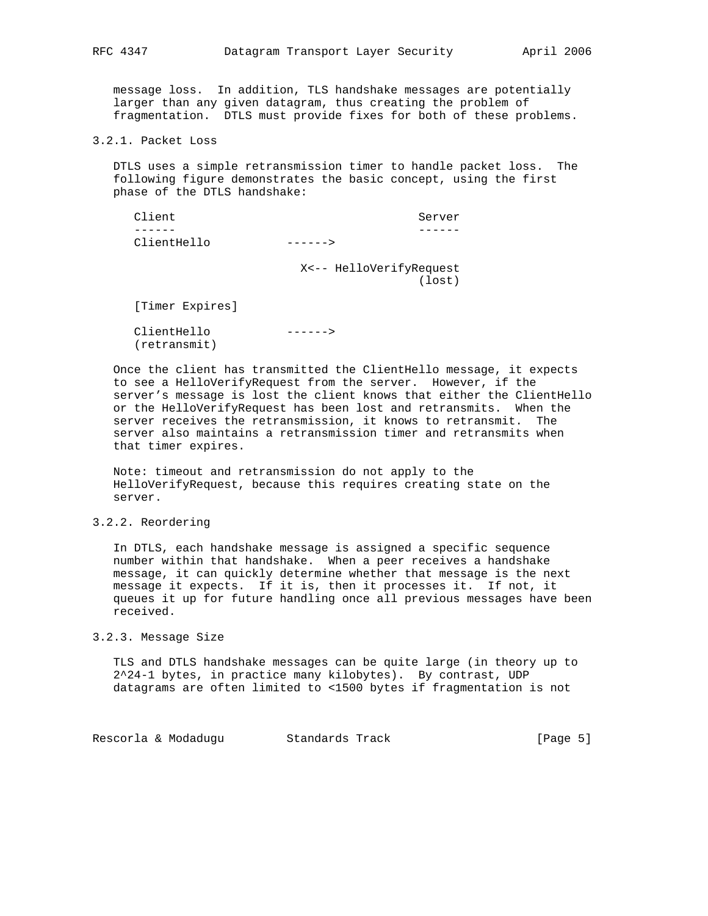message loss. In addition, TLS handshake messages are potentially larger than any given datagram, thus creating the problem of fragmentation. DTLS must provide fixes for both of these problems.

### 3.2.1. Packet Loss

DTLS uses a simple retransmission timer to handle packet loss. The following figure demonstrates the basic concept, using the first phase of the DTLS handshake:

```
   Client                                   Server
   ------                                   ------
   ClientHello           ------>

                           X<-- HelloVerifyRequest
                                            (lost)

   [Timer Expires]

   ClientHello           ------>
   (retransmit)
```

Once the client has transmitted the ClientHello message, it expects to see a HelloVerifyRequest from the server. However, if the server's message is lost the client knows that either the ClientHello or the HelloVerifyRequest has been lost and retransmits. When the server receives the retransmission, it knows to retransmit. The server also maintains a retransmission timer and retransmits when that timer expires.

Note: timeout and retransmission do not apply to the HelloVerifyRequest, because this requires creating state on the server.

### 3.2.2. Reordering

In DTLS, each handshake message is assigned a specific sequence number within that handshake. When a peer receives a handshake message, it can quickly determine whether that message is the next message it expects. If it is, then it processes it. If not, it queues it up for future handling once all previous messages have been received.

### 3.2.3. Message Size

TLS and DTLS handshake messages can be quite large (in theory up to $2^{24}-1$ bytes, in practice many kilobytes). By contrast, UDP datagrams are often limited to <1500 bytes if fragmentation is not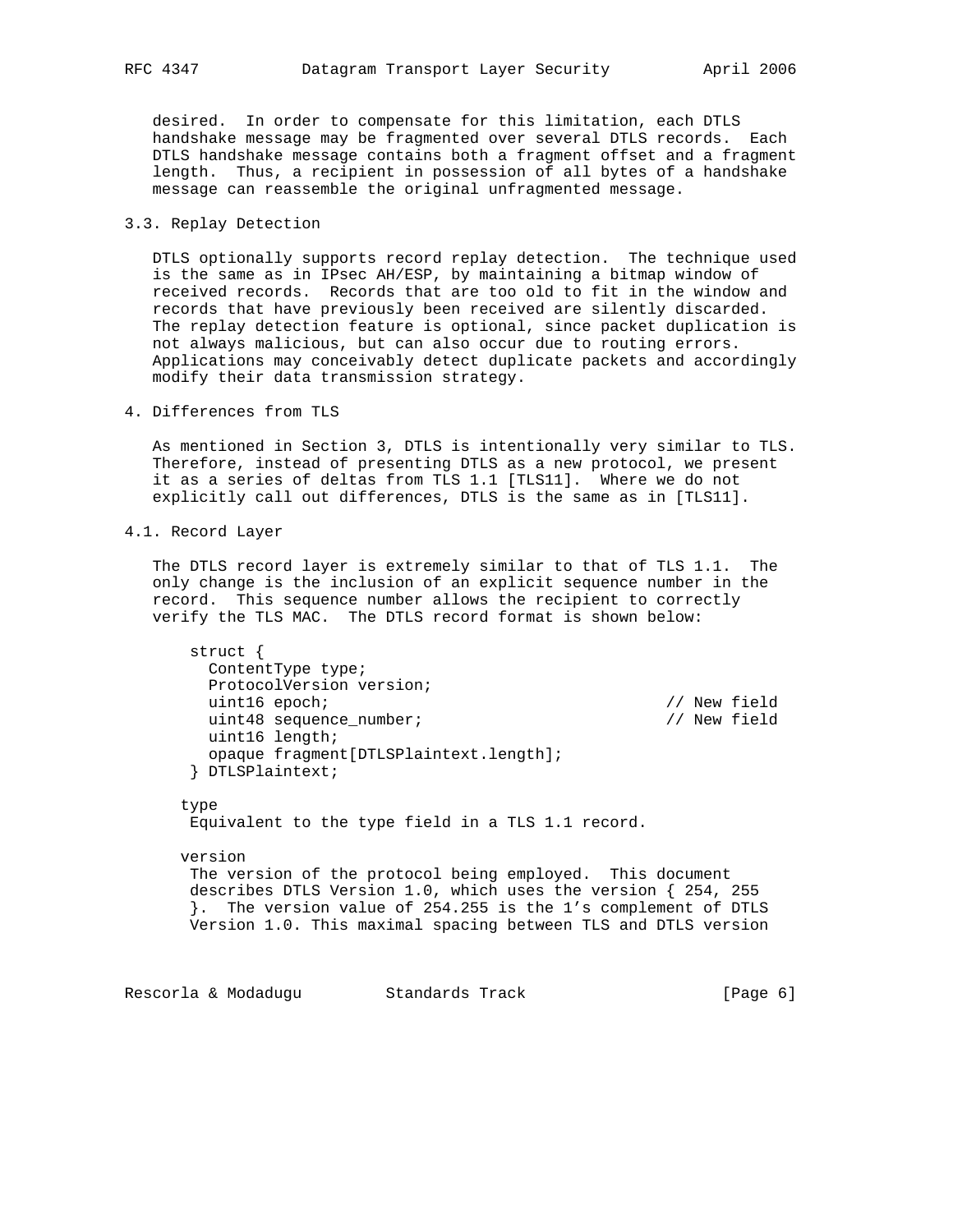desired. In order to compensate for this limitation, each DTLS handshake message may be fragmented over several DTLS records. Each DTLS handshake message contains both a fragment offset and a fragment length. Thus, a recipient in possession of all bytes of a handshake message can reassemble the original unfragmented message.

### 3.3. Replay Detection

DTLS optionally supports record replay detection. The technique used is the same as in IPsec AH/ESP, by maintaining a bitmap window of received records. Records that are too old to fit in the window and records that have previously been received are silently discarded. The replay detection feature is optional, since packet duplication is not always malicious, but can also occur due to routing errors. Applications may conceivably detect duplicate packets and accordingly modify their data transmission strategy.

## 4. Differences from TLS

As mentioned in Section 3, DTLS is intentionally very similar to TLS. Therefore, instead of presenting DTLS as a new protocol, we present it as a series of deltas from TLS 1.1 [TLS11]. Where we do not explicitly call out differences, DTLS is the same as in [TLS11].

### 4.1. Record Layer

The DTLS record layer is extremely similar to that of TLS 1.1. The only change is the inclusion of an explicit sequence number in the record. This sequence number allows the recipient to correctly verify the TLS MAC. The DTLS record format is shown below:

```
struct {
  ContentType type;
  ProtocolVersion version;
  uint16 epoch;                                    // New field
  uint48 sequence_number;                          // New field
  uint16 length;
  opaque fragment[DTLSPlaintext.length];
} DTLSPlaintext;
```

type
   Equivalent to the type field in a TLS 1.1 record.

version
   The version of the protocol being employed. This document describes DTLS Version 1.0, which uses the version { 254, 255 }. The version value of 254.255 is the 1's complement of DTLS Version 1.0. This maximal spacing between TLS and DTLS version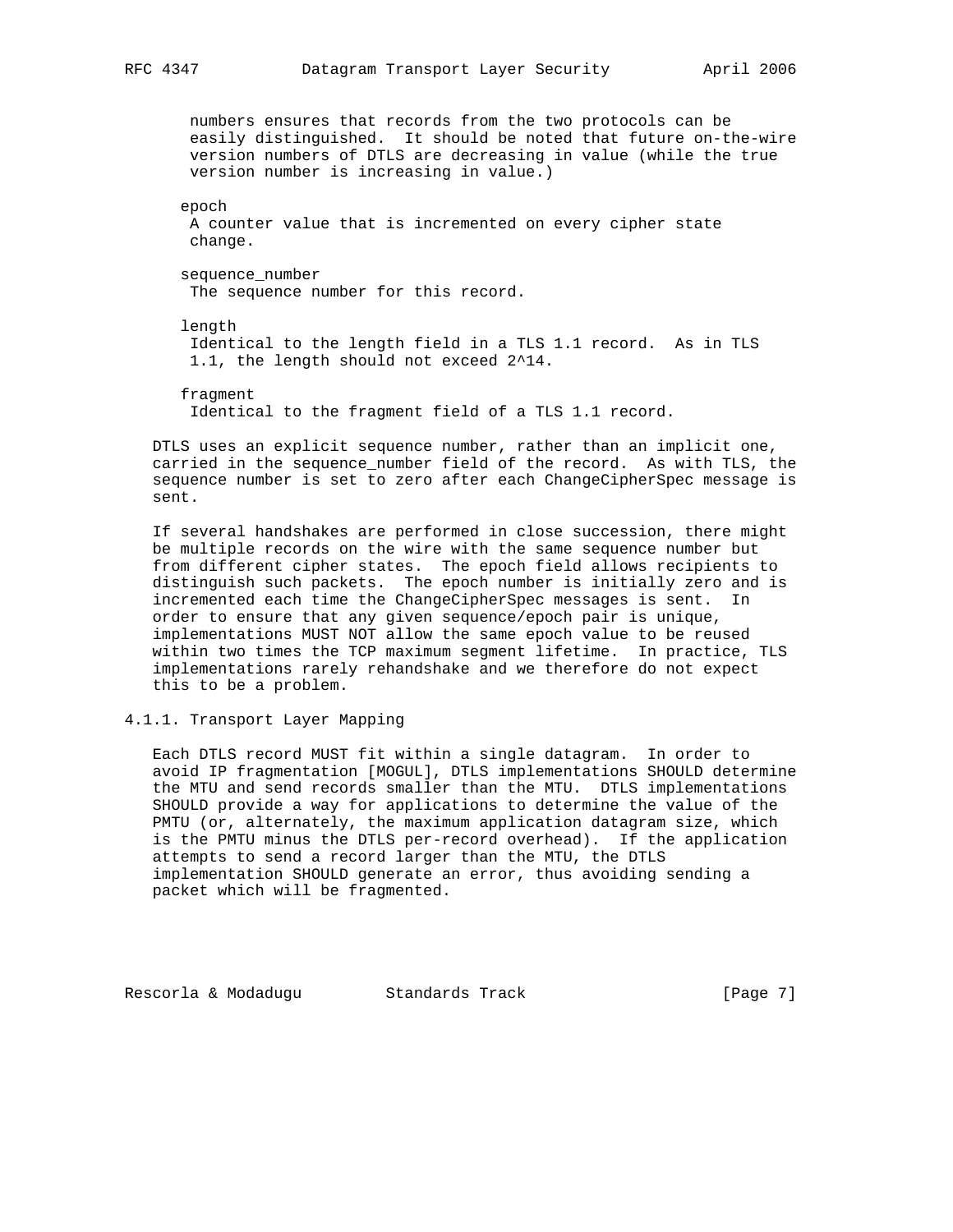numbers ensures that records from the two protocols can be easily distinguished. It should be noted that future on-the-wire version numbers of DTLS are decreasing in value (while the true version number is increasing in value.)

epoch
: A counter value that is incremented on every cipher state change.

sequence_number
: The sequence number for this record.

length
: Identical to the length field in a TLS 1.1 record. As in TLS 1.1, the length should not exceed $2^{14}$.

fragment
: Identical to the fragment field of a TLS 1.1 record.

DTLS uses an explicit sequence number, rather than an implicit one, carried in the sequence_number field of the record. As with TLS, the sequence number is set to zero after each ChangeCipherSpec message is sent.

If several handshakes are performed in close succession, there might be multiple records on the wire with the same sequence number but from different cipher states. The epoch field allows recipients to distinguish such packets. The epoch number is initially zero and is incremented each time the ChangeCipherSpec messages is sent. In order to ensure that any given sequence/epoch pair is unique, implementations MUST NOT allow the same epoch value to be reused within two times the TCP maximum segment lifetime. In practice, TLS implementations rarely rehandshake and we therefore do not expect this to be a problem.

#### 4.1.1. Transport Layer Mapping

Each DTLS record MUST fit within a single datagram. In order to avoid IP fragmentation [MOGUL], DTLS implementations SHOULD determine the MTU and send records smaller than the MTU. DTLS implementations SHOULD provide a way for applications to determine the value of the PMTU (or, alternately, the maximum application datagram size, which is the PMTU minus the DTLS per-record overhead). If the application attempts to send a record larger than the MTU, the DTLS implementation SHOULD generate an error, thus avoiding sending a packet which will be fragmented.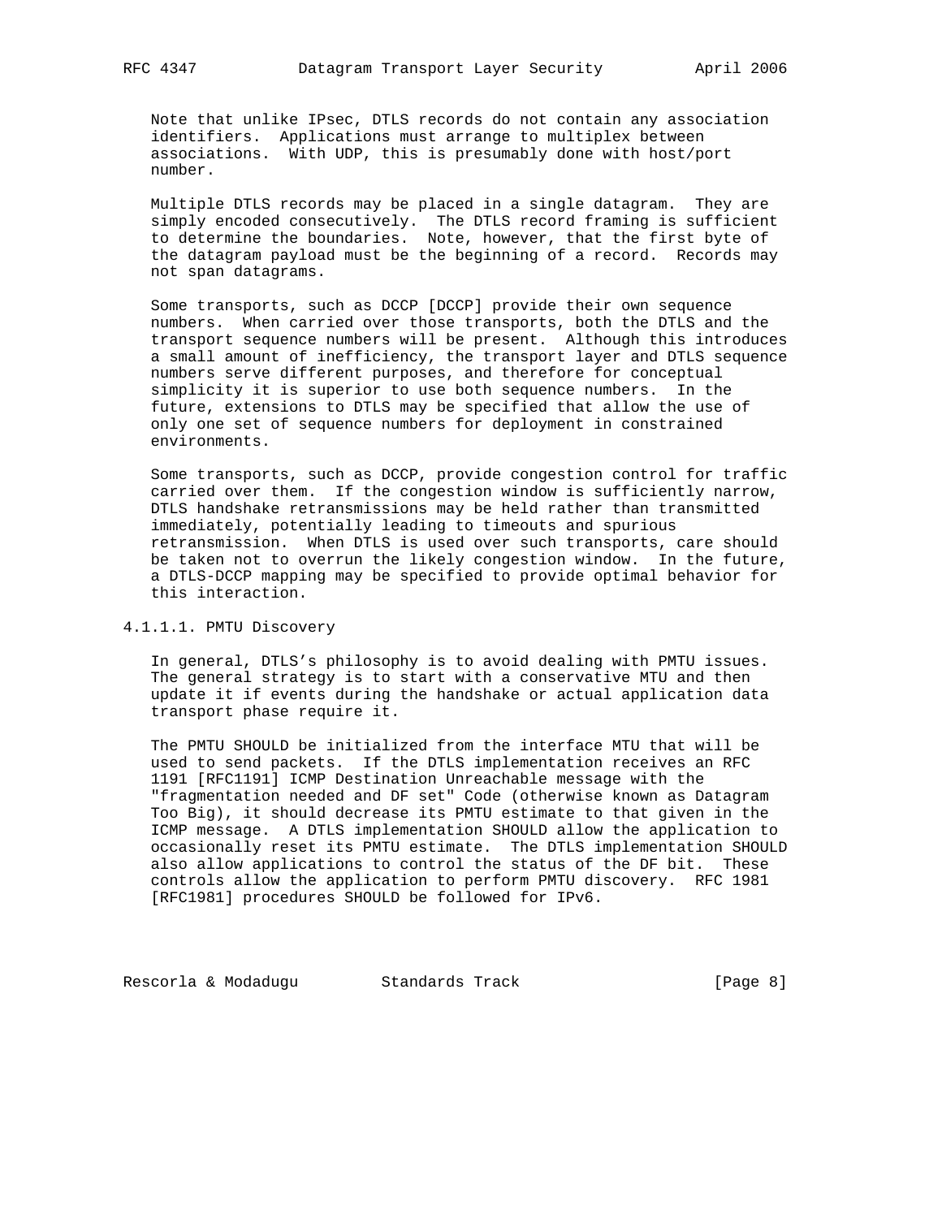Note that unlike IPsec, DTLS records do not contain any association identifiers. Applications must arrange to multiplex between associations. With UDP, this is presumably done with host/port number.

Multiple DTLS records may be placed in a single datagram. They are simply encoded consecutively. The DTLS record framing is sufficient to determine the boundaries. Note, however, that the first byte of the datagram payload must be the beginning of a record. Records may not span datagrams.

Some transports, such as DCCP [DCCP] provide their own sequence numbers. When carried over those transports, both the DTLS and the transport sequence numbers will be present. Although this introduces a small amount of inefficiency, the transport layer and DTLS sequence numbers serve different purposes, and therefore for conceptual simplicity it is superior to use both sequence numbers. In the future, extensions to DTLS may be specified that allow the use of only one set of sequence numbers for deployment in constrained environments.

Some transports, such as DCCP, provide congestion control for traffic carried over them. If the congestion window is sufficiently narrow, DTLS handshake retransmissions may be held rather than transmitted immediately, potentially leading to timeouts and spurious retransmission. When DTLS is used over such transports, care should be taken not to overrun the likely congestion window. In the future, a DTLS-DCCP mapping may be specified to provide optimal behavior for this interaction.

#### 4.1.1.1. PMTU Discovery

In general, DTLS's philosophy is to avoid dealing with PMTU issues. The general strategy is to start with a conservative MTU and then update it if events during the handshake or actual application data transport phase require it.

The PMTU SHOULD be initialized from the interface MTU that will be used to send packets. If the DTLS implementation receives an RFC 1191 [RFC1191] ICMP Destination Unreachable message with the "fragmentation needed and DF set" Code (otherwise known as Datagram Too Big), it should decrease its PMTU estimate to that given in the ICMP message. A DTLS implementation SHOULD allow the application to occasionally reset its PMTU estimate. The DTLS implementation SHOULD also allow applications to control the status of the DF bit. These controls allow the application to perform PMTU discovery. RFC 1981 [RFC1981] procedures SHOULD be followed for IPv6.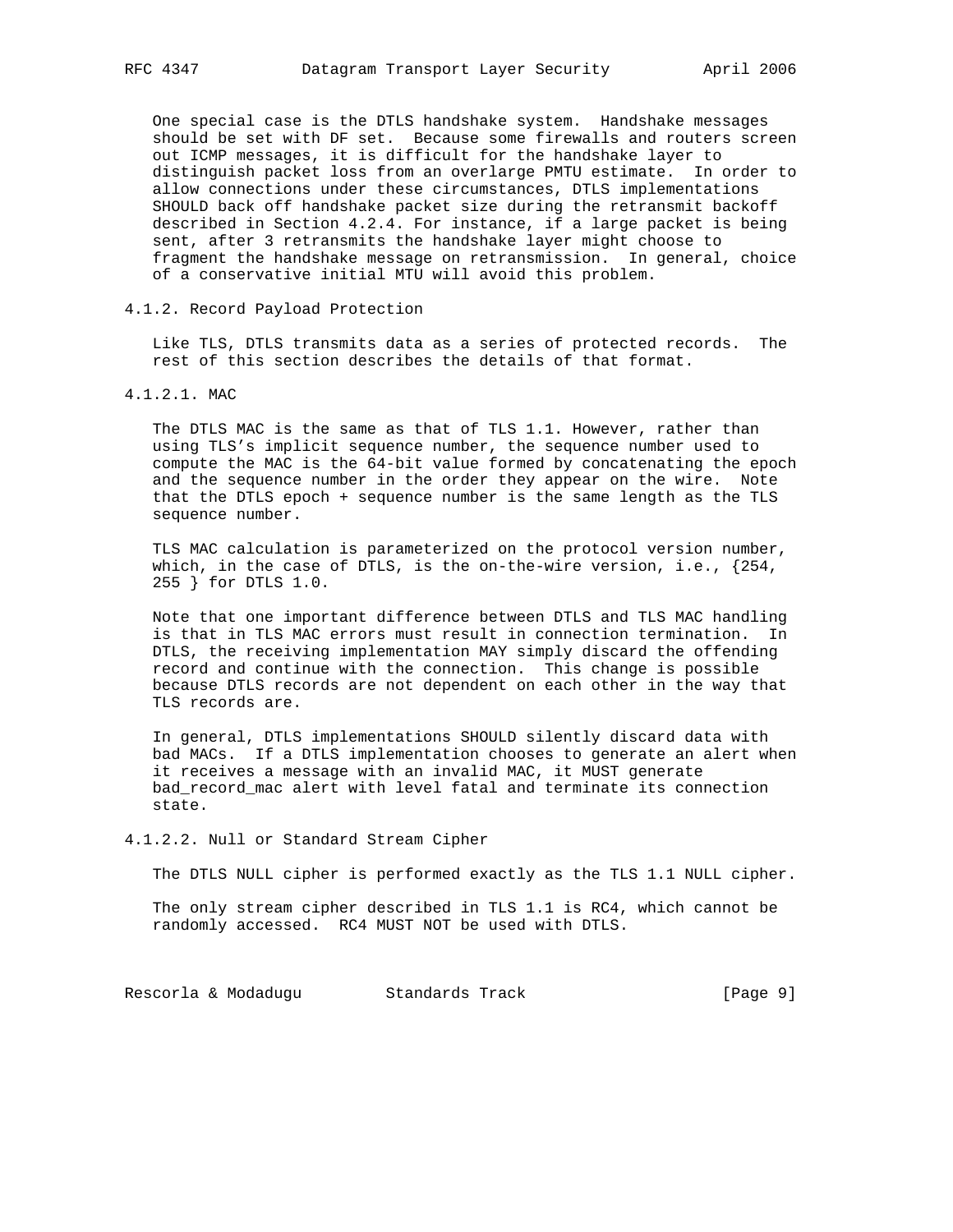One special case is the DTLS handshake system. Handshake messages should be set with DF set. Because some firewalls and routers screen out ICMP messages, it is difficult for the handshake layer to distinguish packet loss from an overlarge PMTU estimate. In order to allow connections under these circumstances, DTLS implementations SHOULD back off handshake packet size during the retransmit backoff described in Section 4.2.4. For instance, if a large packet is being sent, after 3 retransmits the handshake layer might choose to fragment the handshake message on retransmission. In general, choice of a conservative initial MTU will avoid this problem.

### 4.1.2. Record Payload Protection

Like TLS, DTLS transmits data as a series of protected records. The rest of this section describes the details of that format.

#### 4.1.2.1. MAC

The DTLS MAC is the same as that of TLS 1.1. However, rather than using TLS's implicit sequence number, the sequence number used to compute the MAC is the 64-bit value formed by concatenating the epoch and the sequence number in the order they appear on the wire. Note that the DTLS epoch + sequence number is the same length as the TLS sequence number.

TLS MAC calculation is parameterized on the protocol version number, which, in the case of DTLS, is the on-the-wire version, i.e., {254, 255 } for DTLS 1.0.

Note that one important difference between DTLS and TLS MAC handling is that in TLS MAC errors must result in connection termination. In DTLS, the receiving implementation MAY simply discard the offending record and continue with the connection. This change is possible because DTLS records are not dependent on each other in the way that TLS records are.

In general, DTLS implementations SHOULD silently discard data with bad MACs. If a DTLS implementation chooses to generate an alert when it receives a message with an invalid MAC, it MUST generate bad_record_mac alert with level fatal and terminate its connection state.

#### 4.1.2.2. Null or Standard Stream Cipher

The DTLS NULL cipher is performed exactly as the TLS 1.1 NULL cipher.

The only stream cipher described in TLS 1.1 is RC4, which cannot be randomly accessed. RC4 MUST NOT be used with DTLS.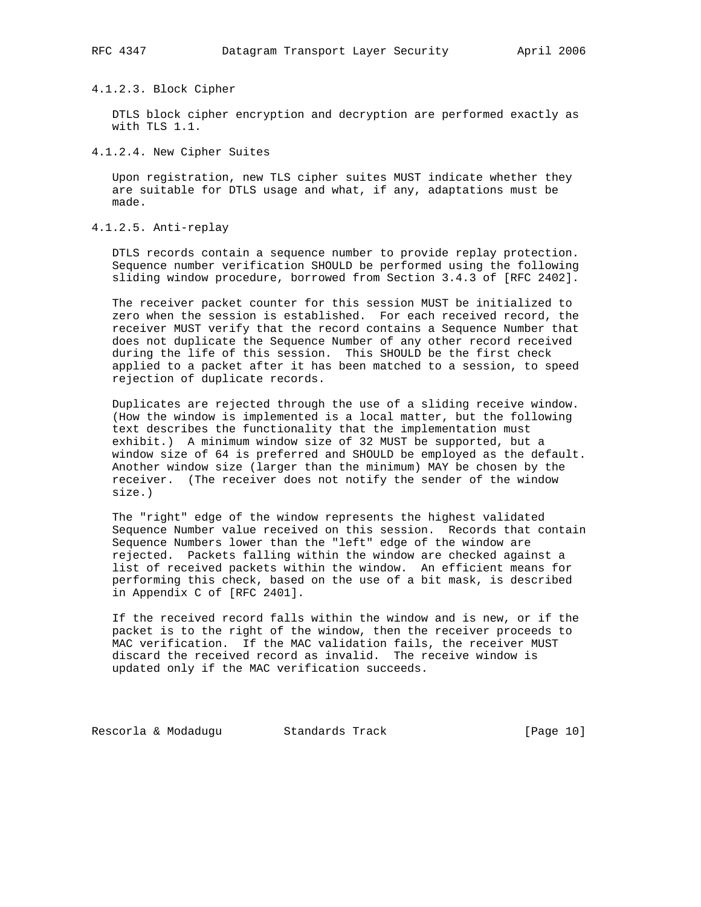#### 4.1.2.3. Block Cipher

DTLS block cipher encryption and decryption are performed exactly as with TLS 1.1.

#### 4.1.2.4. New Cipher Suites

Upon registration, new TLS cipher suites MUST indicate whether they are suitable for DTLS usage and what, if any, adaptations must be made.

#### 4.1.2.5. Anti-replay

DTLS records contain a sequence number to provide replay protection. Sequence number verification SHOULD be performed using the following sliding window procedure, borrowed from Section 3.4.3 of [RFC 2402].

The receiver packet counter for this session MUST be initialized to zero when the session is established. For each received record, the receiver MUST verify that the record contains a Sequence Number that does not duplicate the Sequence Number of any other record received during the life of this session. This SHOULD be the first check applied to a packet after it has been matched to a session, to speed rejection of duplicate records.

Duplicates are rejected through the use of a sliding receive window. (How the window is implemented is a local matter, but the following text describes the functionality that the implementation must exhibit.) A minimum window size of 32 MUST be supported, but a window size of 64 is preferred and SHOULD be employed as the default. Another window size (larger than the minimum) MAY be chosen by the receiver. (The receiver does not notify the sender of the window size.)

The "right" edge of the window represents the highest validated Sequence Number value received on this session. Records that contain Sequence Numbers lower than the "left" edge of the window are rejected. Packets falling within the window are checked against a list of received packets within the window. An efficient means for performing this check, based on the use of a bit mask, is described in Appendix C of [RFC 2401].

If the received record falls within the window and is new, or if the packet is to the right of the window, then the receiver proceeds to MAC verification. If the MAC validation fails, the receiver MUST discard the received record as invalid. The receive window is updated only if the MAC verification succeeds.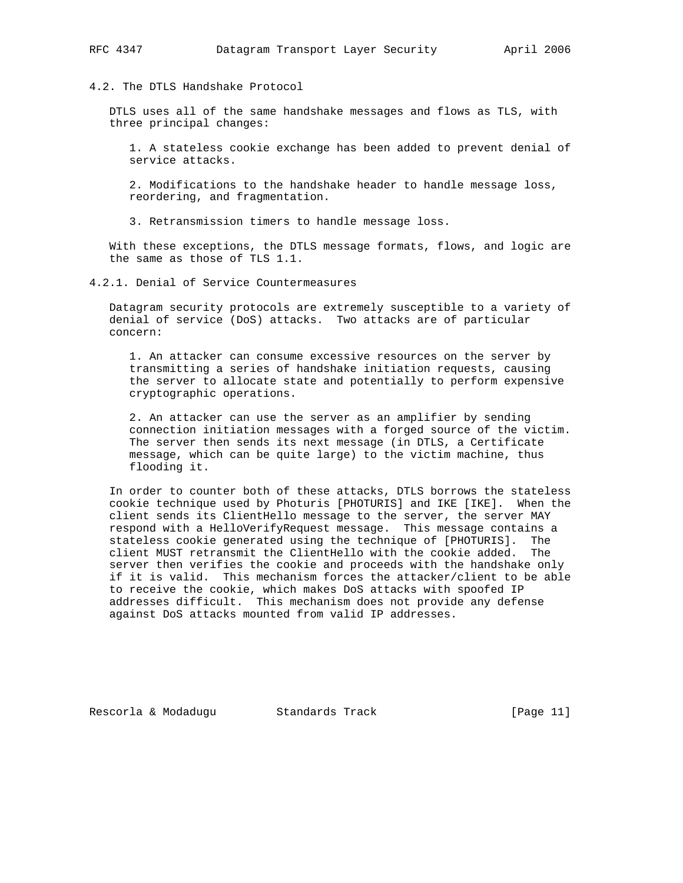### 4.2. The DTLS Handshake Protocol

DTLS uses all of the same handshake messages and flows as TLS, with three principal changes:

1. A stateless cookie exchange has been added to prevent denial of service attacks.

2. Modifications to the handshake header to handle message loss, reordering, and fragmentation.

3. Retransmission timers to handle message loss.

With these exceptions, the DTLS message formats, flows, and logic are the same as those of TLS 1.1.

#### 4.2.1. Denial of Service Countermeasures

Datagram security protocols are extremely susceptible to a variety of denial of service (DoS) attacks. Two attacks are of particular concern:

1. An attacker can consume excessive resources on the server by transmitting a series of handshake initiation requests, causing the server to allocate state and potentially to perform expensive cryptographic operations.

2. An attacker can use the server as an amplifier by sending connection initiation messages with a forged source of the victim. The server then sends its next message (in DTLS, a Certificate message, which can be quite large) to the victim machine, thus flooding it.

In order to counter both of these attacks, DTLS borrows the stateless cookie technique used by Photuris [PHOTURIS] and IKE [IKE]. When the client sends its ClientHello message to the server, the server MAY respond with a HelloVerifyRequest message. This message contains a stateless cookie generated using the technique of [PHOTURIS]. The client MUST retransmit the ClientHello with the cookie added. The server then verifies the cookie and proceeds with the handshake only if it is valid. This mechanism forces the attacker/client to be able to receive the cookie, which makes DoS attacks with spoofed IP addresses difficult. This mechanism does not provide any defense against DoS attacks mounted from valid IP addresses.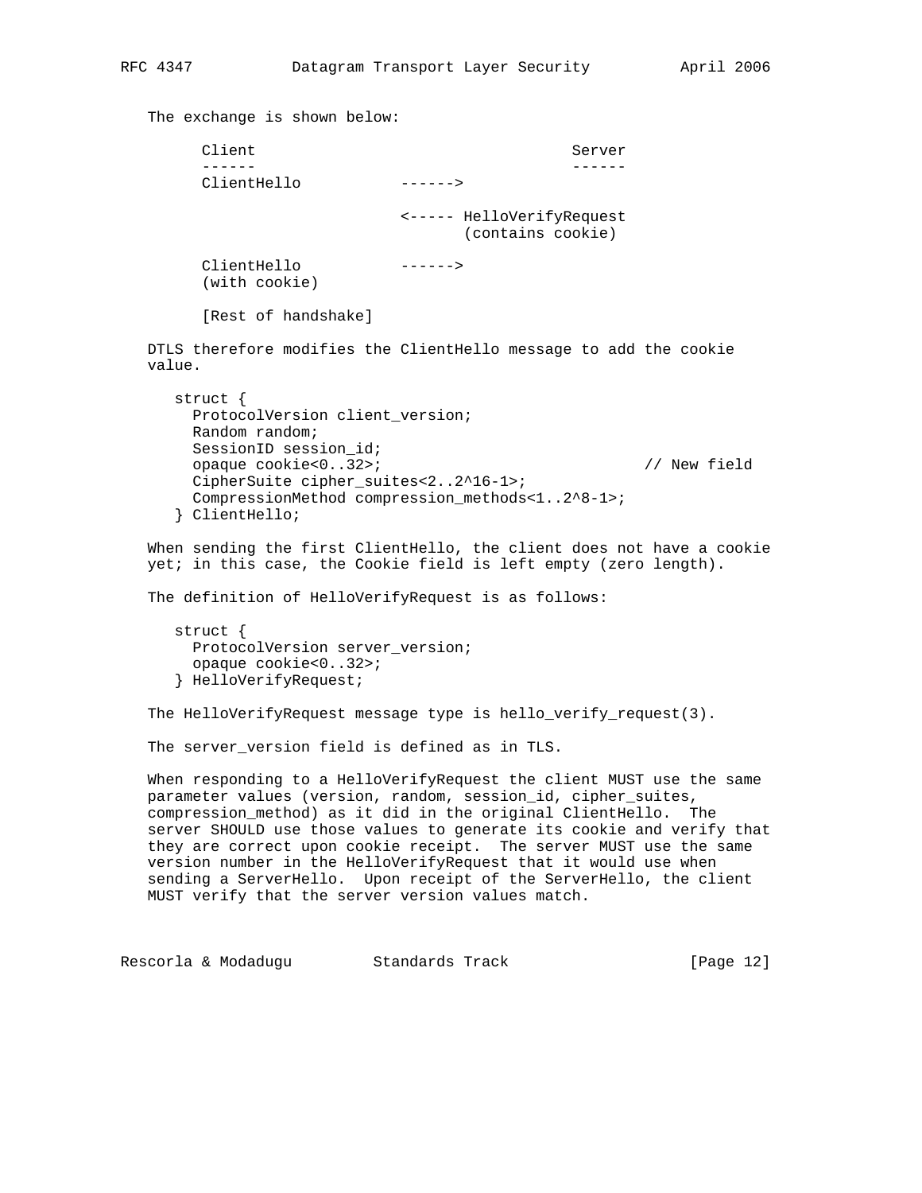The exchange is shown below:

```
      Client                                   Server
      ------                                   ------
      ClientHello           ------>

                            <----- HelloVerifyRequest
                                   (contains cookie)

      ClientHello           ------>
      (with cookie)

      [Rest of handshake]
```

DTLS therefore modifies the ClientHello message to add the cookie value.

```
   struct {
     ProtocolVersion client_version;
     Random random;
     SessionID session_id;
     opaque cookie<0..32>;                             // New field
     CipherSuite cipher_suites<2..2^16-1>;
     CompressionMethod compression_methods<1..2^8-1>;
   } ClientHello;
```

When sending the first ClientHello, the client does not have a cookie yet; in this case, the Cookie field is left empty (zero length).

The definition of HelloVerifyRequest is as follows:

```
   struct {
     ProtocolVersion server_version;
     opaque cookie<0..32>;
   } HelloVerifyRequest;
```

The HelloVerifyRequest message type is hello_verify_request(3).

The server_version field is defined as in TLS.

When responding to a HelloVerifyRequest the client MUST use the same parameter values (version, random, session_id, cipher_suites, compression_method) as it did in the original ClientHello. The server SHOULD use those values to generate its cookie and verify that they are correct upon cookie receipt. The server MUST use the same version number in the HelloVerifyRequest that it would use when sending a ServerHello. Upon receipt of the ServerHello, the client MUST verify that the server version values match.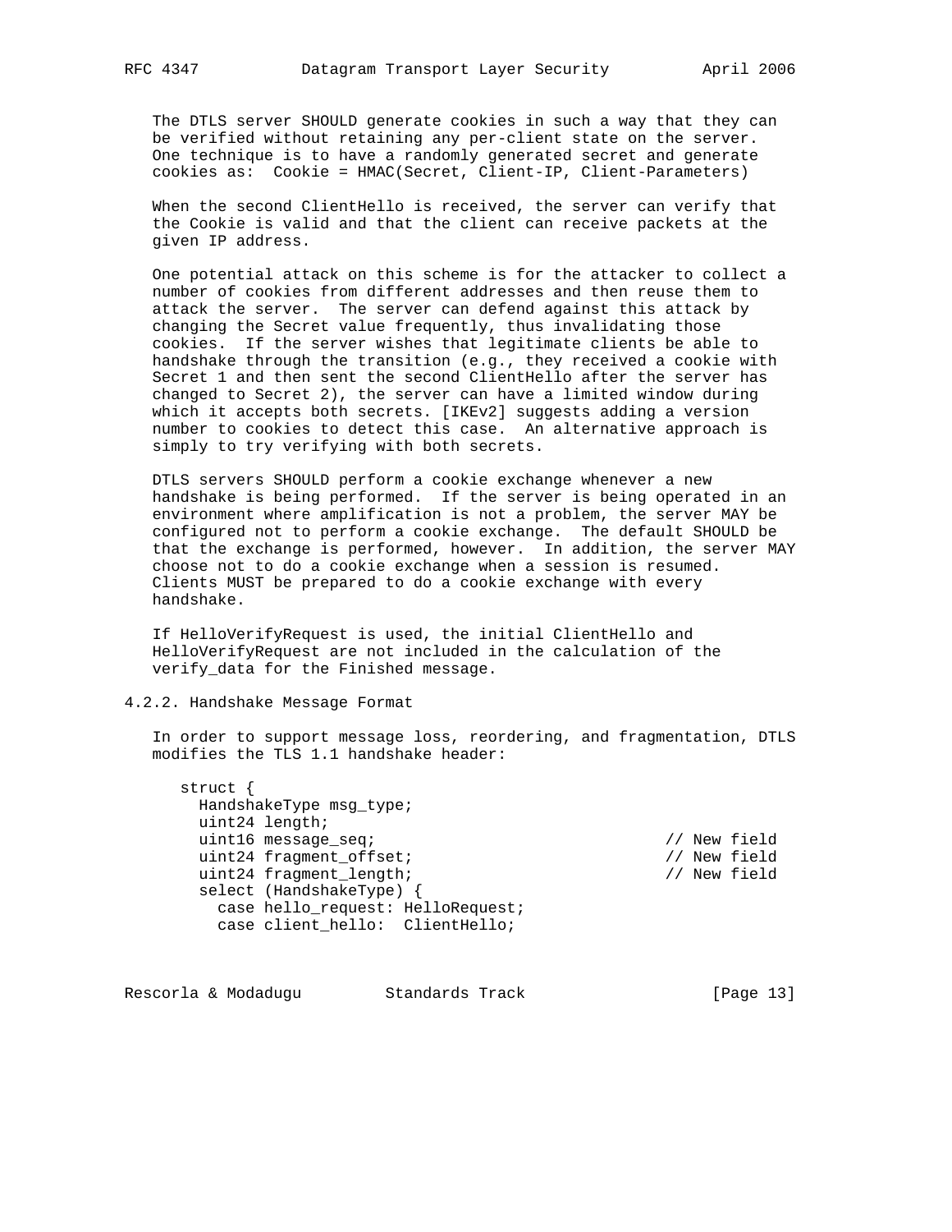The DTLS server SHOULD generate cookies in such a way that they can be verified without retaining any per-client state on the server. One technique is to have a randomly generated secret and generate cookies as: Cookie = HMAC(Secret, Client-IP, Client-Parameters)

When the second ClientHello is received, the server can verify that the Cookie is valid and that the client can receive packets at the given IP address.

One potential attack on this scheme is for the attacker to collect a number of cookies from different addresses and then reuse them to attack the server. The server can defend against this attack by changing the Secret value frequently, thus invalidating those cookies. If the server wishes that legitimate clients be able to handshake through the transition (e.g., they received a cookie with Secret 1 and then sent the second ClientHello after the server has changed to Secret 2), the server can have a limited window during which it accepts both secrets. [IKEv2] suggests adding a version number to cookies to detect this case. An alternative approach is simply to try verifying with both secrets.

DTLS servers SHOULD perform a cookie exchange whenever a new handshake is being performed. If the server is being operated in an environment where amplification is not a problem, the server MAY be configured not to perform a cookie exchange. The default SHOULD be that the exchange is performed, however. In addition, the server MAY choose not to do a cookie exchange when a session is resumed. Clients MUST be prepared to do a cookie exchange with every handshake.

If HelloVerifyRequest is used, the initial ClientHello and HelloVerifyRequest are not included in the calculation of the verify_data for the Finished message.

### 4.2.2. Handshake Message Format

In order to support message loss, reordering, and fragmentation, DTLS modifies the TLS 1.1 handshake header:

```
   struct {
     HandshakeType msg_type;
     uint24 length;
     uint16 message_seq;                               // New field
     uint24 fragment_offset;                           // New field
     uint24 fragment_length;                           // New field
     select (HandshakeType) {
       case hello_request: HelloRequest;
       case client_hello:  ClientHello;
```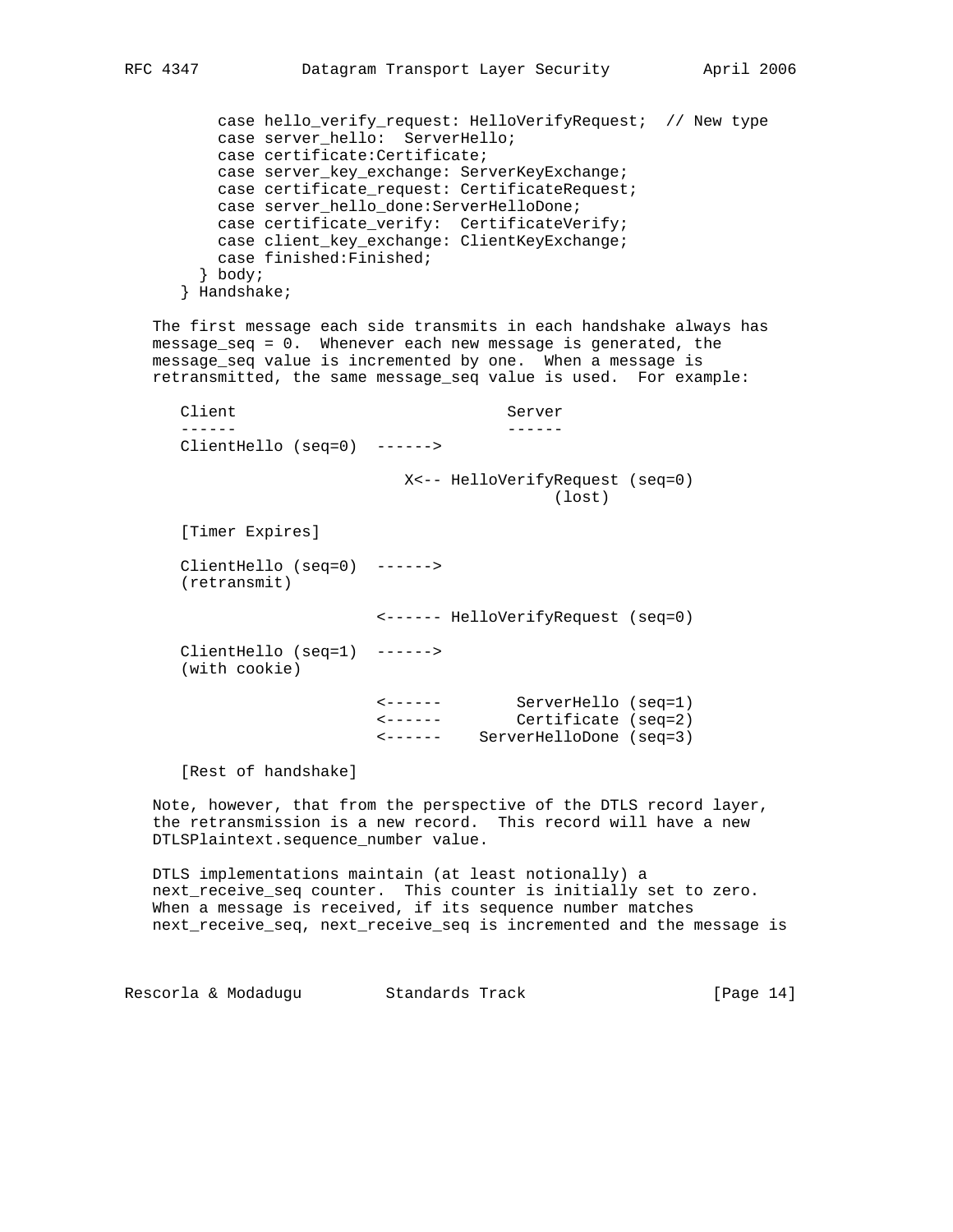```
        case hello_verify_request: HelloVerifyRequest;  // New type
        case server_hello:  ServerHello;
        case certificate:Certificate;
        case server_key_exchange: ServerKeyExchange;
        case certificate_request: CertificateRequest;
        case server_hello_done:ServerHelloDone;
        case certificate_verify:  CertificateVerify;
        case client_key_exchange: ClientKeyExchange;
        case finished:Finished;
      } body;
    } Handshake;
```

The first message each side transmits in each handshake always has message_seq = 0. Whenever each new message is generated, the message_seq value is incremented by one. When a message is retransmitted, the same message_seq value is used. For example:

```
      Client                             Server
      ------                             ------
      ClientHello (seq=0)  ------>

                              X<-- HelloVerifyRequest (seq=0)
                                              (lost)

      [Timer Expires]

      ClientHello (seq=0)  ------>
      (retransmit)

                           <------ HelloVerifyRequest (seq=0)

      ClientHello (seq=1)  ------>
      (with cookie)

                           <------        ServerHello (seq=1)
                           <------        Certificate (seq=2)
                           <------    ServerHelloDone (seq=3)

      [Rest of handshake]
```

Note, however, that from the perspective of the DTLS record layer, the retransmission is a new record. This record will have a new DTLSPlaintext.sequence_number value.

DTLS implementations maintain (at least notionally) a next_receive_seq counter. This counter is initially set to zero. When a message is received, if its sequence number matches next_receive_seq, next_receive_seq is incremented and the message is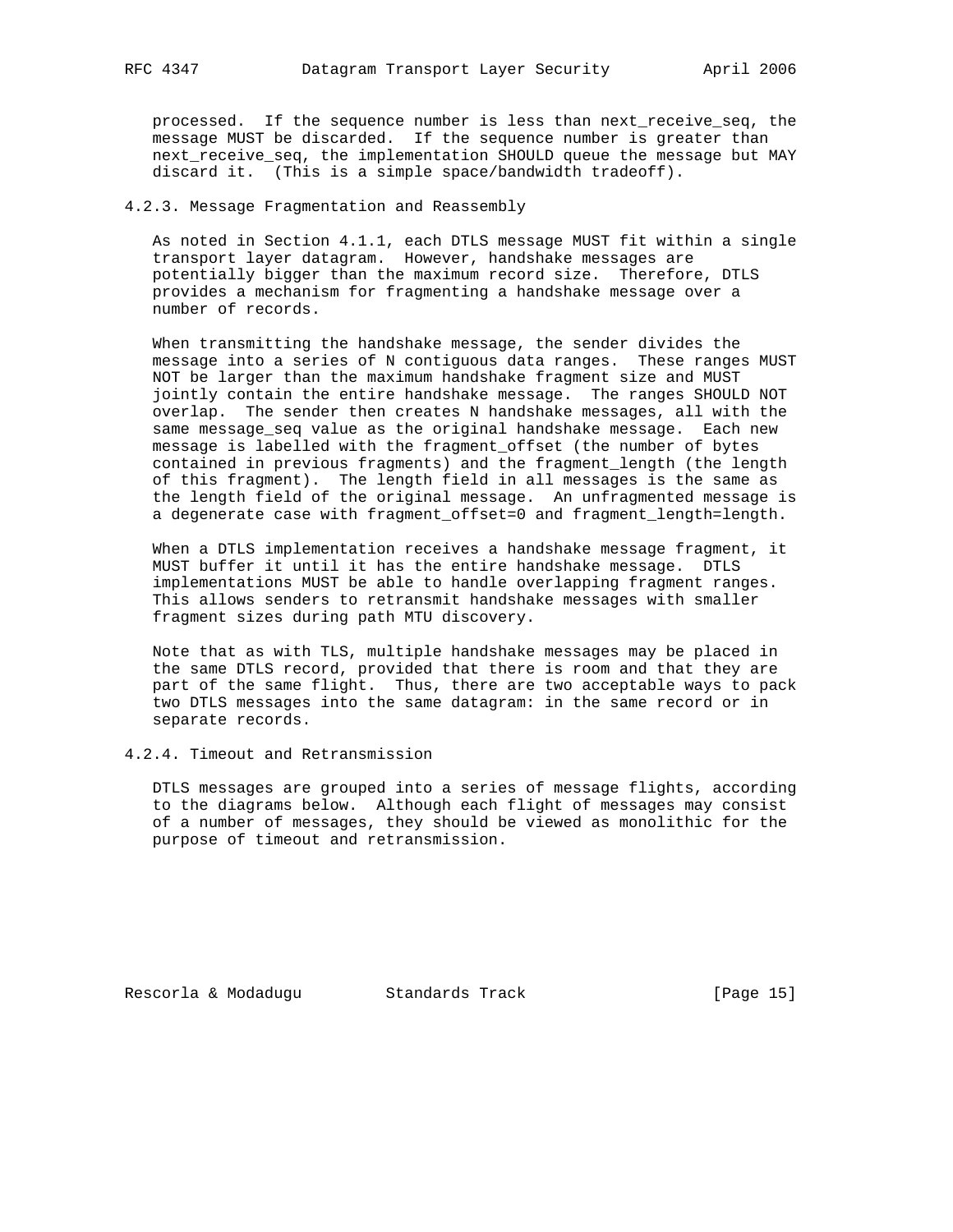processed. If the sequence number is less than next_receive_seq, the message MUST be discarded. If the sequence number is greater than next_receive_seq, the implementation SHOULD queue the message but MAY discard it. (This is a simple space/bandwidth tradeoff).

### 4.2.3. Message Fragmentation and Reassembly

As noted in Section 4.1.1, each DTLS message MUST fit within a single transport layer datagram. However, handshake messages are potentially bigger than the maximum record size. Therefore, DTLS provides a mechanism for fragmenting a handshake message over a number of records.

When transmitting the handshake message, the sender divides the message into a series of N contiguous data ranges. These ranges MUST NOT be larger than the maximum handshake fragment size and MUST jointly contain the entire handshake message. The ranges SHOULD NOT overlap. The sender then creates N handshake messages, all with the same message_seq value as the original handshake message. Each new message is labelled with the fragment_offset (the number of bytes contained in previous fragments) and the fragment_length (the length of this fragment). The length field in all messages is the same as the length field of the original message. An unfragmented message is a degenerate case with fragment_offset=0 and fragment_length=length.

When a DTLS implementation receives a handshake message fragment, it MUST buffer it until it has the entire handshake message. DTLS implementations MUST be able to handle overlapping fragment ranges. This allows senders to retransmit handshake messages with smaller fragment sizes during path MTU discovery.

Note that as with TLS, multiple handshake messages may be placed in the same DTLS record, provided that there is room and that they are part of the same flight. Thus, there are two acceptable ways to pack two DTLS messages into the same datagram: in the same record or in separate records.

### 4.2.4. Timeout and Retransmission

DTLS messages are grouped into a series of message flights, according to the diagrams below. Although each flight of messages may consist of a number of messages, they should be viewed as monolithic for the purpose of timeout and retransmission.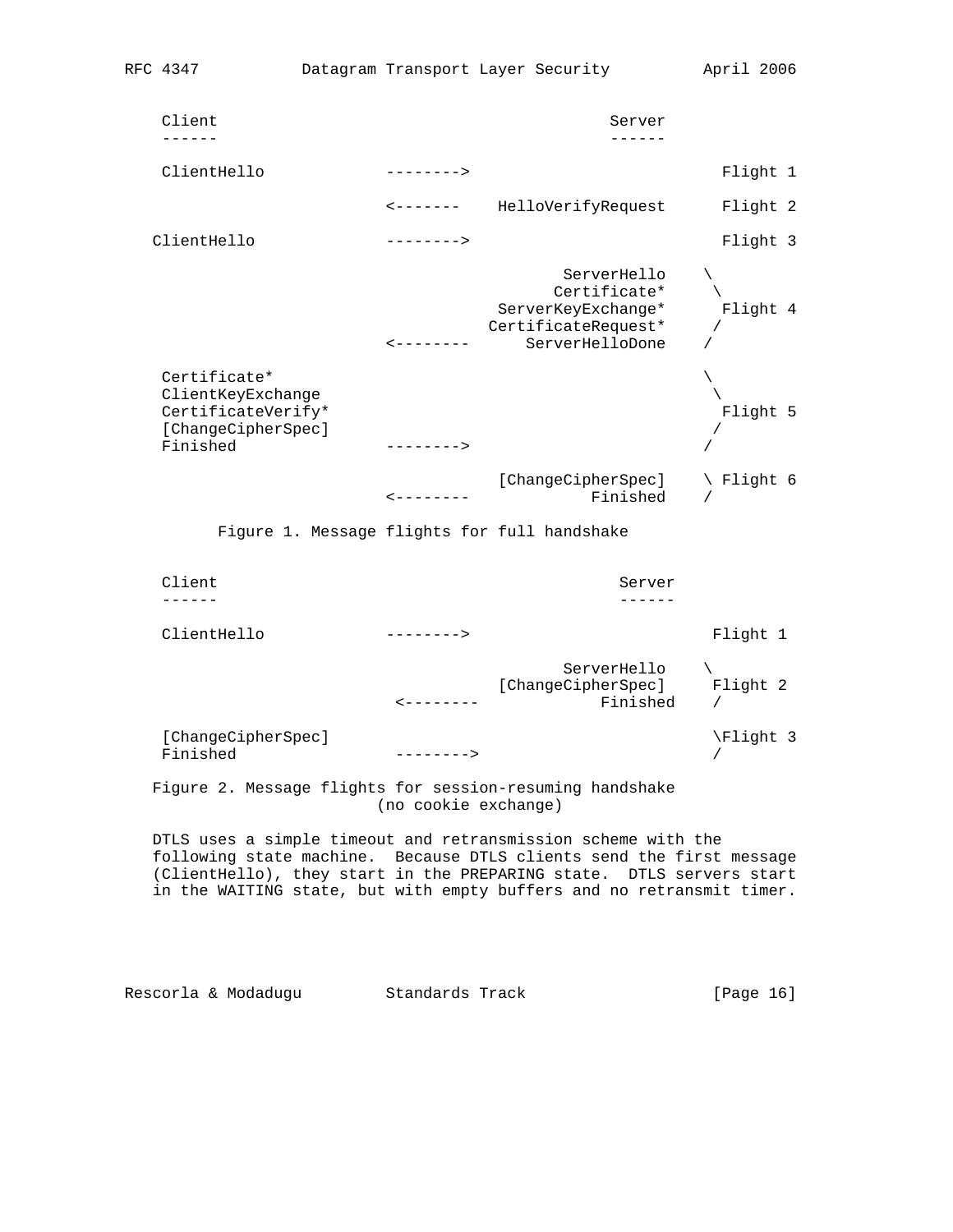```
   Client                                          Server
   ------                                          ------

   ClientHello             -------->                           Flight 1

                           <-------    HelloVerifyRequest      Flight 2

  ClientHello              -------->                           Flight 3

                                              ServerHello    \
                                             Certificate*     \
                                       ServerKeyExchange*      Flight 4
                                      CertificateRequest*     /
                           <--------      ServerHelloDone    /

   Certificate*                                              \
   ClientKeyExchange                                          \
   CertificateVerify*                                          Flight 5
   [ChangeCipherSpec]                                         /
   Finished                -------->                         /

                                       [ChangeCipherSpec]    \ Flight 6
                           <--------             Finished    /
```

Figure 1. Message flights for full handshake

```
   Client                                           Server
   ------                                           ------

   ClientHello             -------->                          Flight 1

                                              ServerHello    \
                                       [ChangeCipherSpec]     Flight 2
                            <--------             Finished    /

   [ChangeCipherSpec]                                         \Flight 3
   Finished                 -------->                         /
```

Figure 2. Message flights for session-resuming handshake (no cookie exchange)

DTLS uses a simple timeout and retransmission scheme with the following state machine. Because DTLS clients send the first message (ClientHello), they start in the PREPARING state. DTLS servers start in the WAITING state, but with empty buffers and no retransmit timer.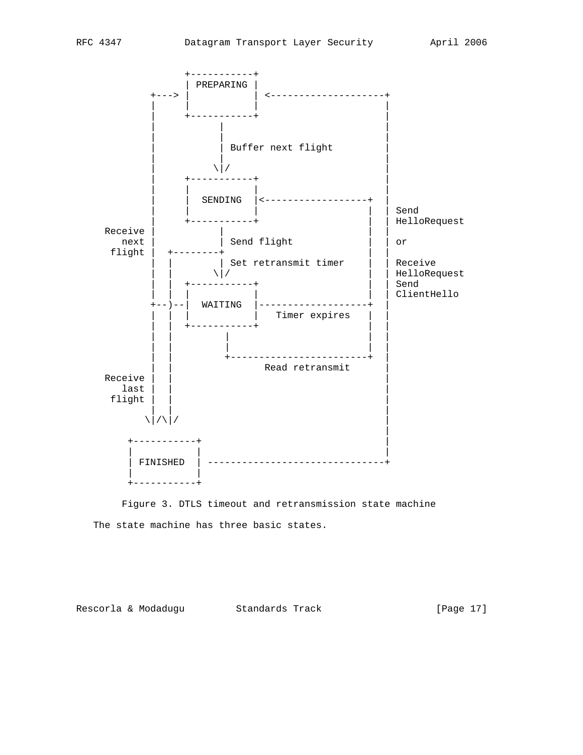```
                   +-----------+
                   | PREPARING |
             +---> |           | <--------------------+
             |     |           |                      |
             |     +-----------+                      |
             |           |                            |
             |           |                            |
             |           | Buffer next flight         |
             |           |                            |
             |          \|/                           |
             |     +-----------+                      |
             |     |           |                      |
             |     |  SENDING  |<------------------+  |
             |     |           |                   |  | Send
             |     +-----------+                   |  | HelloRequest
     Receive |           |                         |  |
        next |           | Send flight             |  | or
      flight |  +--------+                         |  |
             |  |        | Set retransmit timer    |  | Receive
             |  |       \|/                        |  | HelloRequest
             |  |  +-----------+                   |  | Send
             |  |  |           |                   |  | ClientHello
             +--)--|  WAITING  |-------------------+  |
             |  |  |           |   Timer expires   |  |
             |  |  +-----------+                   |  |
             |  |         |                        |  |
             |  |         |                        |  |
             |  |         +------------------------+  |
             |  |                Read retransmit      |
     Receive |  |                                     |
        last |  |                                     |
      flight |  |                                     |
             |  |                                     |
            \|/\|/                                    |
                                                      |
         +-----------+                                |
         |           |                                |
         | FINISHED  | -------------------------------+
         |           |
         +-----------+
```

Figure 3. DTLS timeout and retransmission state machine

The state machine has three basic states.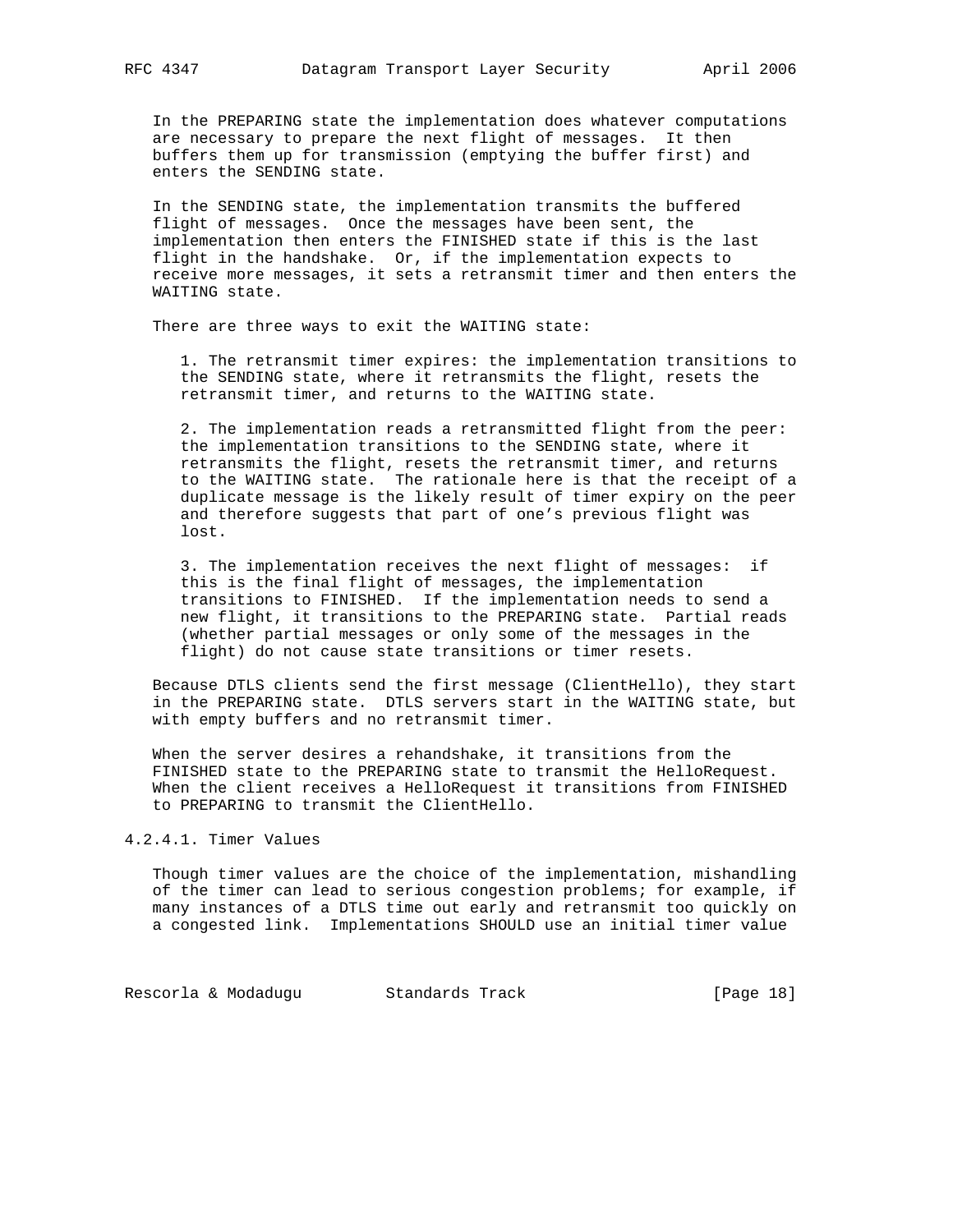In the PREPARING state the implementation does whatever computations are necessary to prepare the next flight of messages. It then buffers them up for transmission (emptying the buffer first) and enters the SENDING state.

In the SENDING state, the implementation transmits the buffered flight of messages. Once the messages have been sent, the implementation then enters the FINISHED state if this is the last flight in the handshake. Or, if the implementation expects to receive more messages, it sets a retransmit timer and then enters the WAITING state.

There are three ways to exit the WAITING state:

1. The retransmit timer expires: the implementation transitions to the SENDING state, where it retransmits the flight, resets the retransmit timer, and returns to the WAITING state.

2. The implementation reads a retransmitted flight from the peer: the implementation transitions to the SENDING state, where it retransmits the flight, resets the retransmit timer, and returns to the WAITING state. The rationale here is that the receipt of a duplicate message is the likely result of timer expiry on the peer and therefore suggests that part of one's previous flight was lost.

3. The implementation receives the next flight of messages: if this is the final flight of messages, the implementation transitions to FINISHED. If the implementation needs to send a new flight, it transitions to the PREPARING state. Partial reads (whether partial messages or only some of the messages in the flight) do not cause state transitions or timer resets.

Because DTLS clients send the first message (ClientHello), they start in the PREPARING state. DTLS servers start in the WAITING state, but with empty buffers and no retransmit timer.

When the server desires a rehandshake, it transitions from the FINISHED state to the PREPARING state to transmit the HelloRequest. When the client receives a HelloRequest it transitions from FINISHED to PREPARING to transmit the ClientHello.

#### 4.2.4.1. Timer Values

Though timer values are the choice of the implementation, mishandling of the timer can lead to serious congestion problems; for example, if many instances of a DTLS time out early and retransmit too quickly on a congested link. Implementations SHOULD use an initial timer value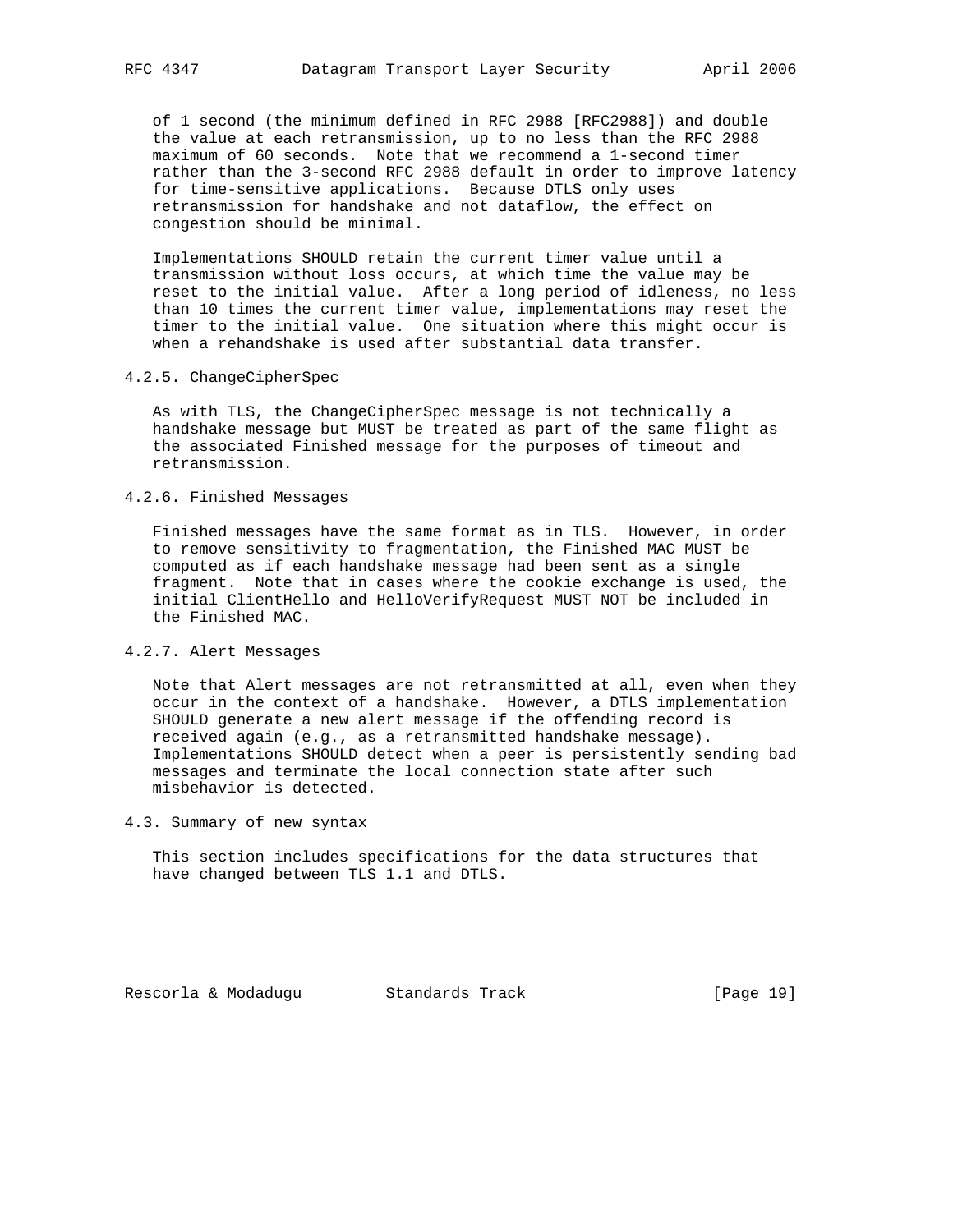of 1 second (the minimum defined in RFC 2988 [RFC2988]) and double the value at each retransmission, up to no less than the RFC 2988 maximum of 60 seconds. Note that we recommend a 1-second timer rather than the 3-second RFC 2988 default in order to improve latency for time-sensitive applications. Because DTLS only uses retransmission for handshake and not dataflow, the effect on congestion should be minimal.

Implementations SHOULD retain the current timer value until a transmission without loss occurs, at which time the value may be reset to the initial value. After a long period of idleness, no less than 10 times the current timer value, implementations may reset the timer to the initial value. One situation where this might occur is when a rehandshake is used after substantial data transfer.

#### 4.2.5. ChangeCipherSpec

As with TLS, the ChangeCipherSpec message is not technically a handshake message but MUST be treated as part of the same flight as the associated Finished message for the purposes of timeout and retransmission.

#### 4.2.6. Finished Messages

Finished messages have the same format as in TLS. However, in order to remove sensitivity to fragmentation, the Finished MAC MUST be computed as if each handshake message had been sent as a single fragment. Note that in cases where the cookie exchange is used, the initial ClientHello and HelloVerifyRequest MUST NOT be included in the Finished MAC.

#### 4.2.7. Alert Messages

Note that Alert messages are not retransmitted at all, even when they occur in the context of a handshake. However, a DTLS implementation SHOULD generate a new alert message if the offending record is received again (e.g., as a retransmitted handshake message). Implementations SHOULD detect when a peer is persistently sending bad messages and terminate the local connection state after such misbehavior is detected.

### 4.3. Summary of new syntax

This section includes specifications for the data structures that have changed between TLS 1.1 and DTLS.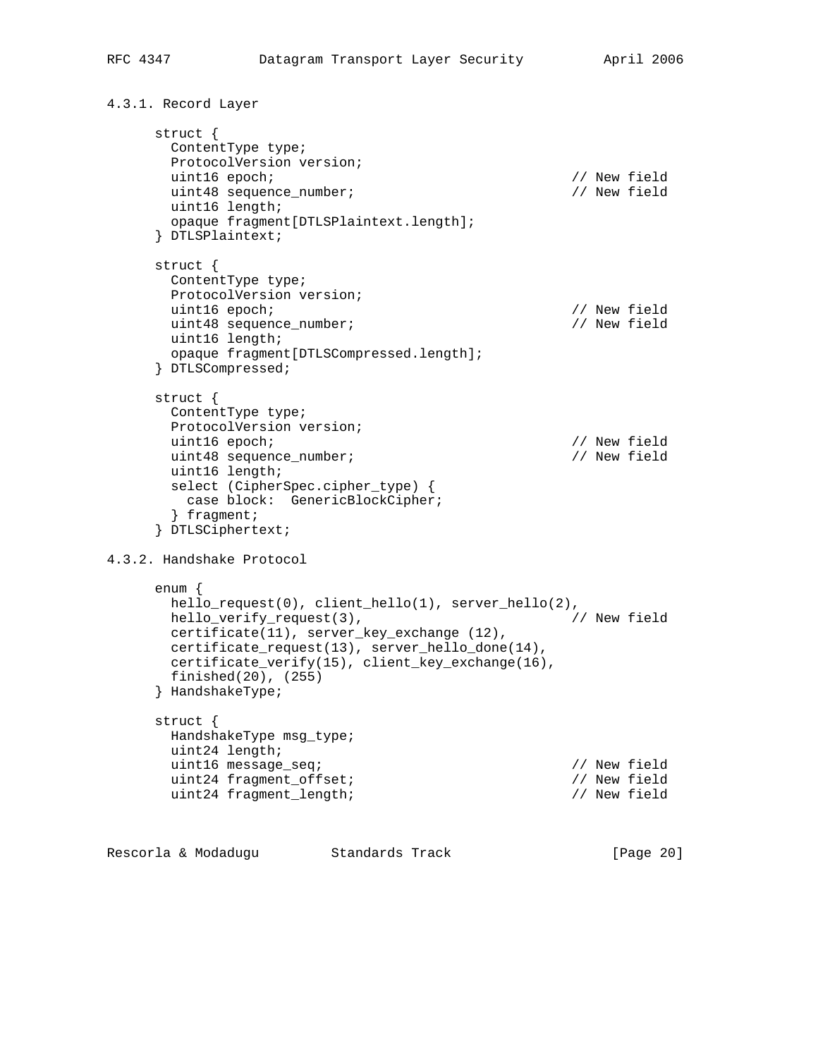#### 4.3.1. Record Layer

```
      struct {
        ContentType type;
        ProtocolVersion version;
        uint16 epoch;                                    // New field
        uint48 sequence_number;                          // New field
        uint16 length;
        opaque fragment[DTLSPlaintext.length];
      } DTLSPlaintext;

      struct {
        ContentType type;
        ProtocolVersion version;
        uint16 epoch;                                    // New field
        uint48 sequence_number;                          // New field
        uint16 length;
        opaque fragment[DTLSCompressed.length];
      } DTLSCompressed;

      struct {
        ContentType type;
        ProtocolVersion version;
        uint16 epoch;                                    // New field
        uint48 sequence_number;                          // New field
        uint16 length;
        select (CipherSpec.cipher_type) {
          case block:  GenericBlockCipher;
        } fragment;
      } DTLSCiphertext;
```

#### 4.3.2. Handshake Protocol

```
      enum {
        hello_request(0), client_hello(1), server_hello(2),
        hello_verify_request(3),                          // New field
        certificate(11), server_key_exchange (12),
        certificate_request(13), server_hello_done(14),
        certificate_verify(15), client_key_exchange(16),
        finished(20), (255)
      } HandshakeType;

      struct {
        HandshakeType msg_type;
        uint24 length;
        uint16 message_seq;                               // New field
        uint24 fragment_offset;                           // New field
        uint24 fragment_length;                           // New field
```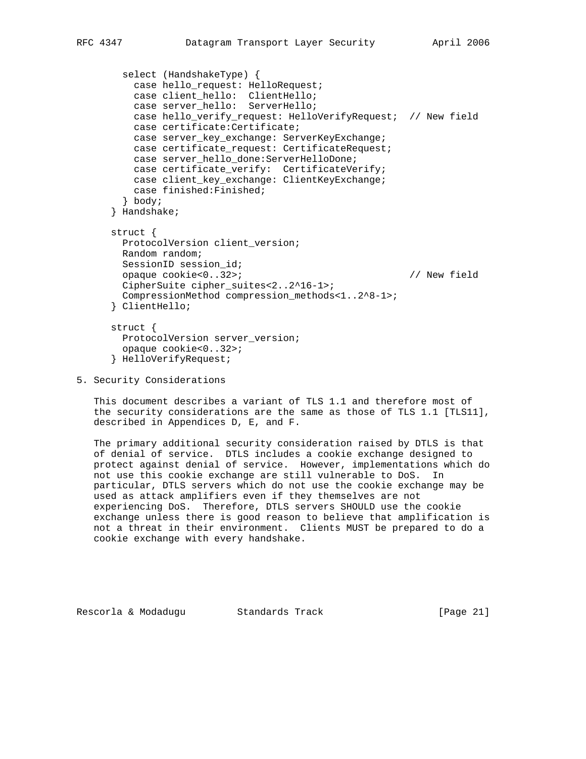```
        select (HandshakeType) {
          case hello_request: HelloRequest;
          case client_hello:  ClientHello;
          case server_hello:  ServerHello;
          case hello_verify_request: HelloVerifyRequest;  // New field
          case certificate:Certificate;
          case server_key_exchange: ServerKeyExchange;
          case certificate_request: CertificateRequest;
          case server_hello_done:ServerHelloDone;
          case certificate_verify:  CertificateVerify;
          case client_key_exchange: ClientKeyExchange;
          case finished:Finished;
        } body;
      } Handshake;

      struct {
        ProtocolVersion client_version;
        Random random;
        SessionID session_id;
        opaque cookie<0..32>;                             // New field
        CipherSuite cipher_suites<2..2^16-1>;
        CompressionMethod compression_methods<1..2^8-1>;
      } ClientHello;

      struct {
        ProtocolVersion server_version;
        opaque cookie<0..32>;
      } HelloVerifyRequest;
```

## 5. Security Considerations

This document describes a variant of TLS 1.1 and therefore most of the security considerations are the same as those of TLS 1.1 [TLS11], described in Appendices D, E, and F.

The primary additional security consideration raised by DTLS is that of denial of service. DTLS includes a cookie exchange designed to protect against denial of service. However, implementations which do not use this cookie exchange are still vulnerable to DoS. In particular, DTLS servers which do not use the cookie exchange may be used as attack amplifiers even if they themselves are not experiencing DoS. Therefore, DTLS servers SHOULD use the cookie exchange unless there is good reason to believe that amplification is not a threat in their environment. Clients MUST be prepared to do a cookie exchange with every handshake.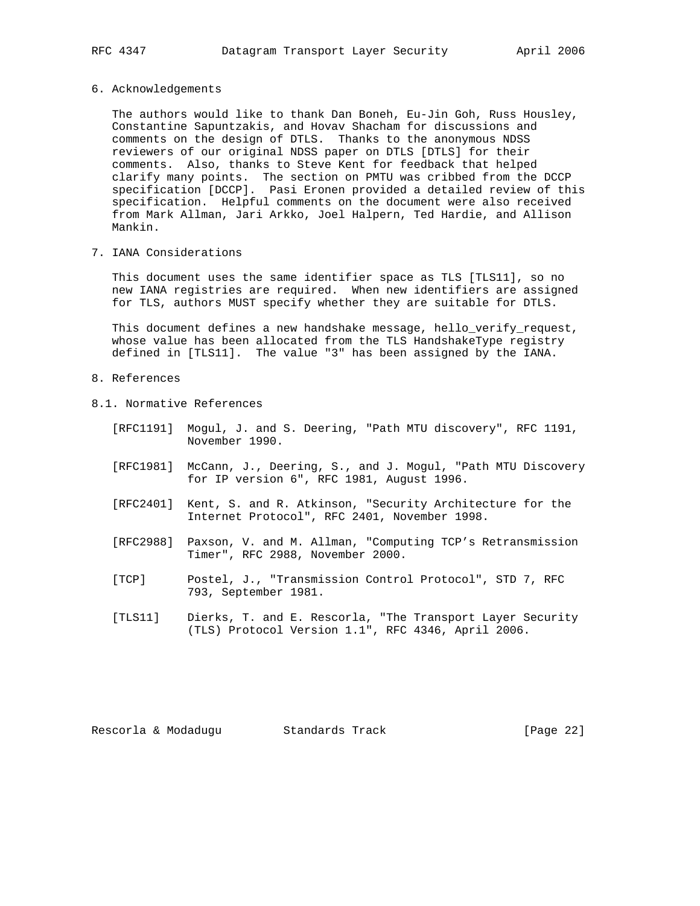## 6. Acknowledgements

The authors would like to thank Dan Boneh, Eu-Jin Goh, Russ Housley, Constantine Sapuntzakis, and Hovav Shacham for discussions and comments on the design of DTLS. Thanks to the anonymous NDSS reviewers of our original NDSS paper on DTLS [DTLS] for their comments. Also, thanks to Steve Kent for feedback that helped clarify many points. The section on PMTU was cribbed from the DCCP specification [DCCP]. Pasi Eronen provided a detailed review of this specification. Helpful comments on the document were also received from Mark Allman, Jari Arkko, Joel Halpern, Ted Hardie, and Allison Mankin.

## 7. IANA Considerations

This document uses the same identifier space as TLS [TLS11], so no new IANA registries are required. When new identifiers are assigned for TLS, authors MUST specify whether they are suitable for DTLS.

This document defines a new handshake message, hello_verify_request, whose value has been allocated from the TLS HandshakeType registry defined in [TLS11]. The value "3" has been assigned by the IANA.

## 8. References

### 8.1. Normative References

[RFC1191] Mogul, J. and S. Deering, "Path MTU discovery", RFC 1191, November 1990.

[RFC1981] McCann, J., Deering, S., and J. Mogul, "Path MTU Discovery for IP version 6", RFC 1981, August 1996.

[RFC2401] Kent, S. and R. Atkinson, "Security Architecture for the Internet Protocol", RFC 2401, November 1998.

[RFC2988] Paxson, V. and M. Allman, "Computing TCP's Retransmission Timer", RFC 2988, November 2000.

[TCP] Postel, J., "Transmission Control Protocol", STD 7, RFC 793, September 1981.

[TLS11] Dierks, T. and E. Rescorla, "The Transport Layer Security (TLS) Protocol Version 1.1", RFC 4346, April 2006.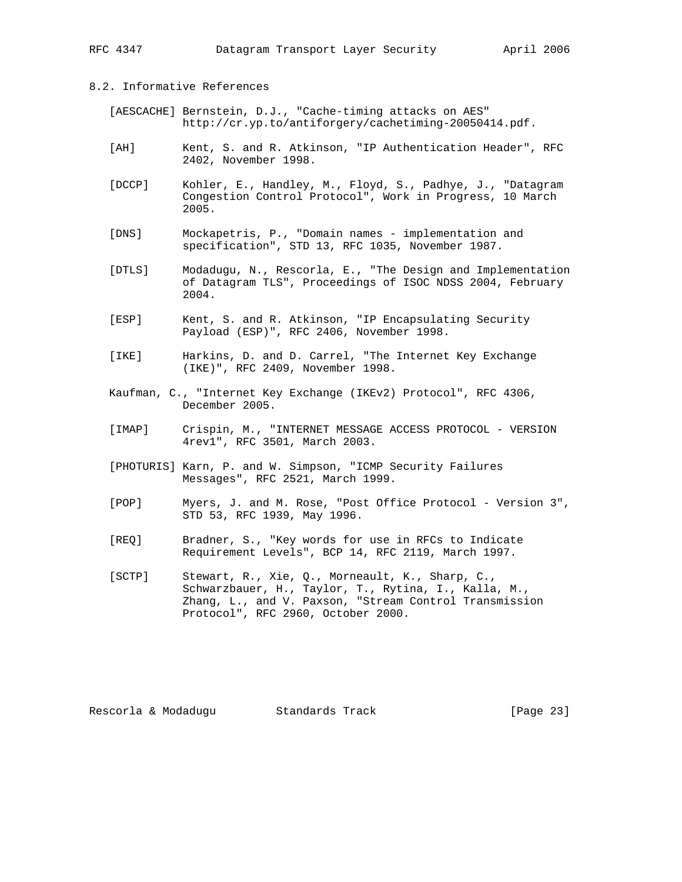## 8.2. Informative References

[AESCACHE] Bernstein, D.J., "Cache-timing attacks on AES" http://cr.yp.to/antiforgery/cachetiming-20050414.pdf.

[AH] Kent, S. and R. Atkinson, "IP Authentication Header", RFC 2402, November 1998.

[DCCP] Kohler, E., Handley, M., Floyd, S., Padhye, J., "Datagram Congestion Control Protocol", Work in Progress, 10 March 2005.

[DNS] Mockapetris, P., "Domain names - implementation and specification", STD 13, RFC 1035, November 1987.

[DTLS] Modadugu, N., Rescorla, E., "The Design and Implementation of Datagram TLS", Proceedings of ISOC NDSS 2004, February 2004.

[ESP] Kent, S. and R. Atkinson, "IP Encapsulating Security Payload (ESP)", RFC 2406, November 1998.

[IKE] Harkins, D. and D. Carrel, "The Internet Key Exchange (IKE)", RFC 2409, November 1998.

Kaufman, C., "Internet Key Exchange (IKEv2) Protocol", RFC 4306, December 2005.

[IMAP] Crispin, M., "INTERNET MESSAGE ACCESS PROTOCOL - VERSION 4rev1", RFC 3501, March 2003.

[PHOTURIS] Karn, P. and W. Simpson, "ICMP Security Failures Messages", RFC 2521, March 1999.

[POP] Myers, J. and M. Rose, "Post Office Protocol - Version 3", STD 53, RFC 1939, May 1996.

[REQ] Bradner, S., "Key words for use in RFCs to Indicate Requirement Levels", BCP 14, RFC 2119, March 1997.

[SCTP] Stewart, R., Xie, Q., Morneault, K., Sharp, C., Schwarzbauer, H., Taylor, T., Rytina, I., Kalla, M., Zhang, L., and V. Paxson, "Stream Control Transmission Protocol", RFC 2960, October 2000.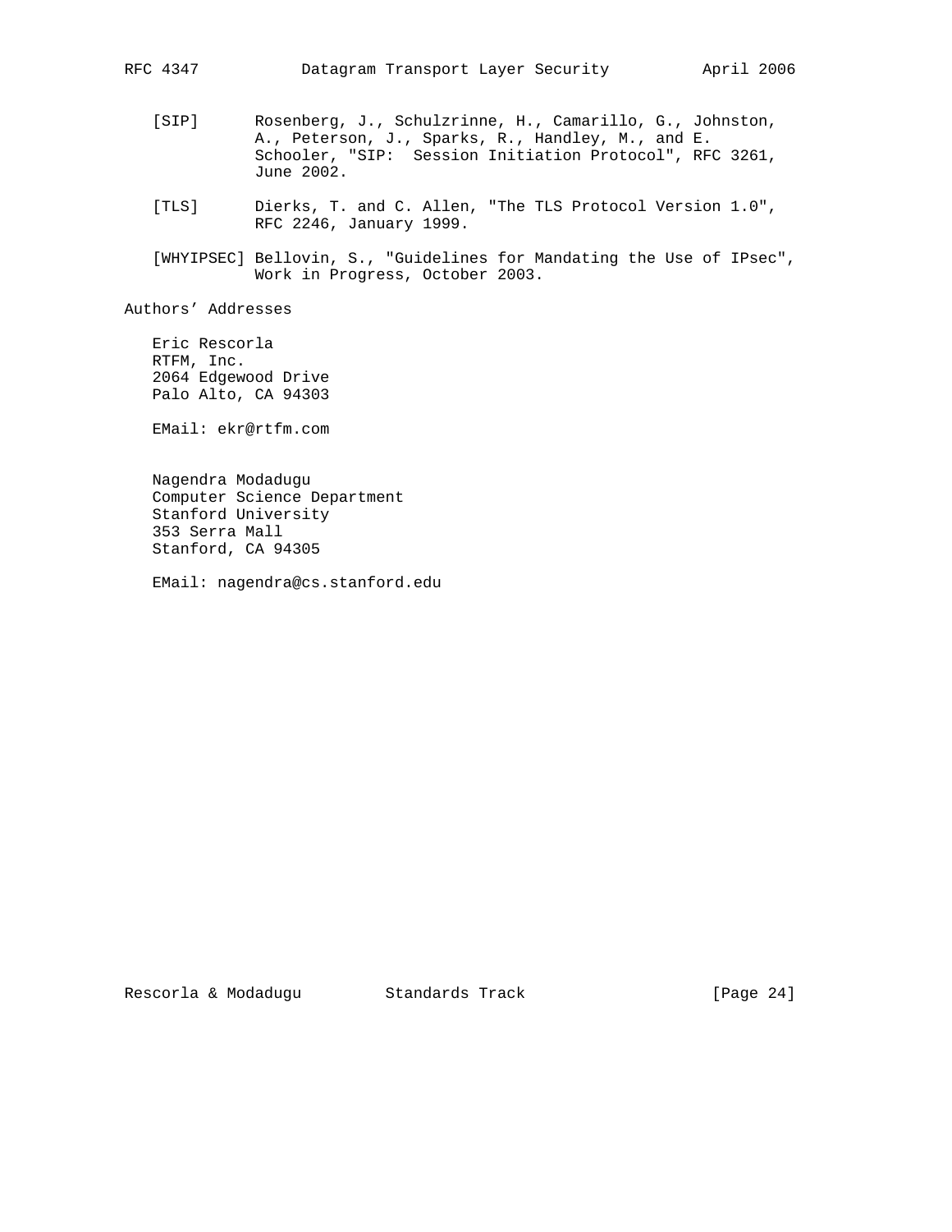[SIP] Rosenberg, J., Schulzrinne, H., Camarillo, G., Johnston, A., Peterson, J., Sparks, R., Handley, M., and E. Schooler, "SIP: Session Initiation Protocol", RFC 3261, June 2002.

[TLS] Dierks, T. and C. Allen, "The TLS Protocol Version 1.0", RFC 2246, January 1999.

[WHYIPSEC] Bellovin, S., "Guidelines for Mandating the Use of IPsec", Work in Progress, October 2003.

## Authors' Addresses

Eric Rescorla
RTFM, Inc.
2064 Edgewood Drive
Palo Alto, CA 94303

EMail: ekr@rtfm.com

Nagendra Modadugu
Computer Science Department
Stanford University
353 Serra Mall
Stanford, CA 94305

EMail: nagendra@cs.stanford.edu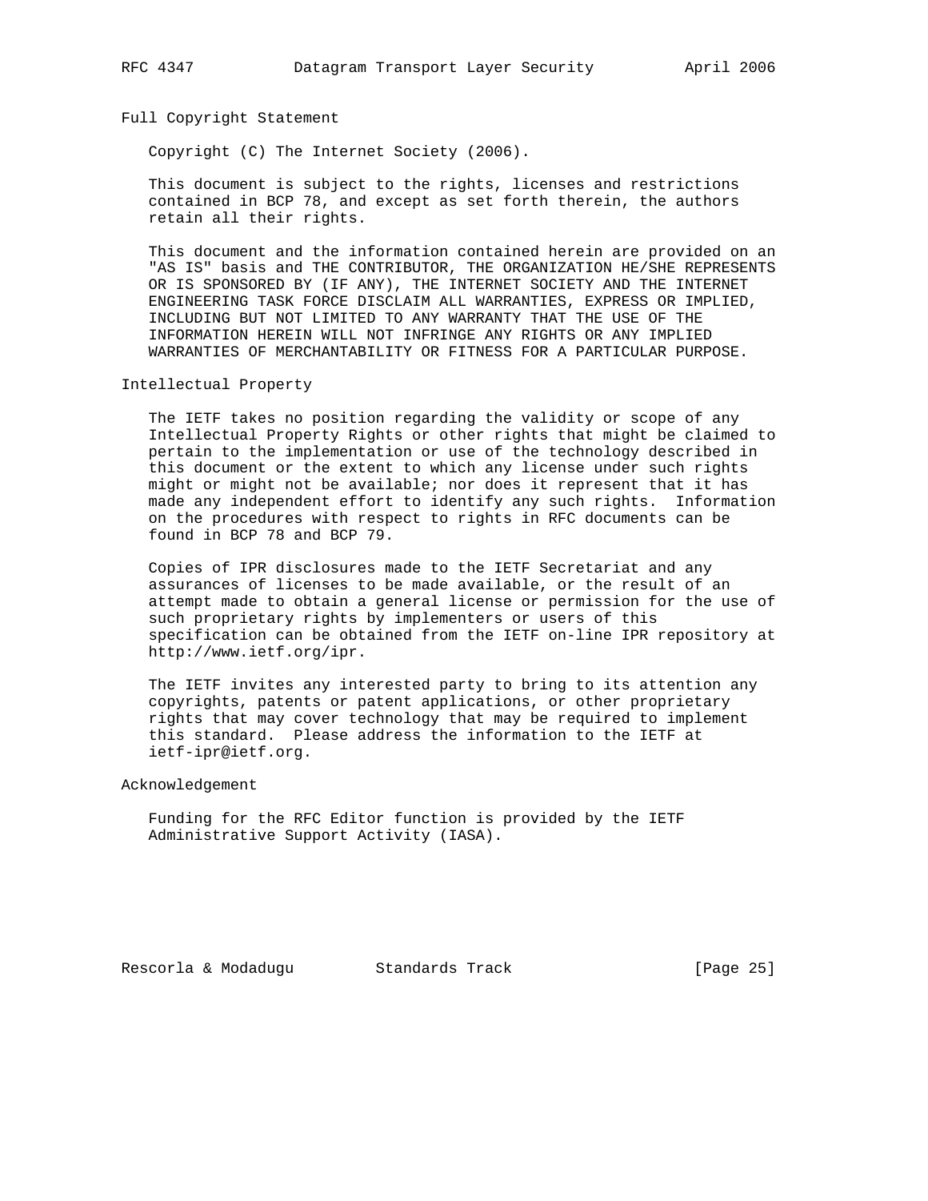## Full Copyright Statement

Copyright (C) The Internet Society (2006).

This document is subject to the rights, licenses and restrictions contained in BCP 78, and except as set forth therein, the authors retain all their rights.

This document and the information contained herein are provided on an "AS IS" basis and THE CONTRIBUTOR, THE ORGANIZATION HE/SHE REPRESENTS OR IS SPONSORED BY (IF ANY), THE INTERNET SOCIETY AND THE INTERNET ENGINEERING TASK FORCE DISCLAIM ALL WARRANTIES, EXPRESS OR IMPLIED, INCLUDING BUT NOT LIMITED TO ANY WARRANTY THAT THE USE OF THE INFORMATION HEREIN WILL NOT INFRINGE ANY RIGHTS OR ANY IMPLIED WARRANTIES OF MERCHANTABILITY OR FITNESS FOR A PARTICULAR PURPOSE.

## Intellectual Property

The IETF takes no position regarding the validity or scope of any Intellectual Property Rights or other rights that might be claimed to pertain to the implementation or use of the technology described in this document or the extent to which any license under such rights might or might not be available; nor does it represent that it has made any independent effort to identify any such rights. Information on the procedures with respect to rights in RFC documents can be found in BCP 78 and BCP 79.

Copies of IPR disclosures made to the IETF Secretariat and any assurances of licenses to be made available, or the result of an attempt made to obtain a general license or permission for the use of such proprietary rights by implementers or users of this specification can be obtained from the IETF on-line IPR repository at http://www.ietf.org/ipr.

The IETF invites any interested party to bring to its attention any copyrights, patents or patent applications, or other proprietary rights that may cover technology that may be required to implement this standard. Please address the information to the IETF at ietf-ipr@ietf.org.

## Acknowledgement

Funding for the RFC Editor function is provided by the IETF Administrative Support Activity (IASA).